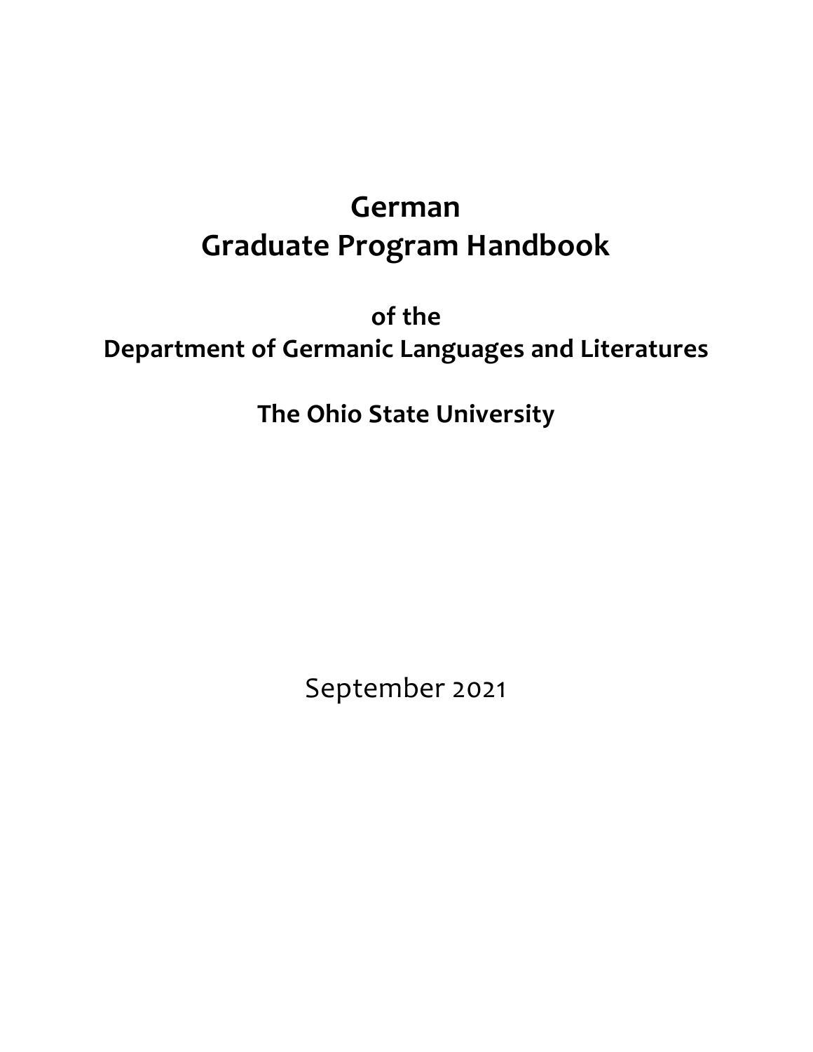# German
# Graduate Program Handbook

**of the**
**Department of Germanic Languages and Literatures**

**The Ohio State University**

September 2021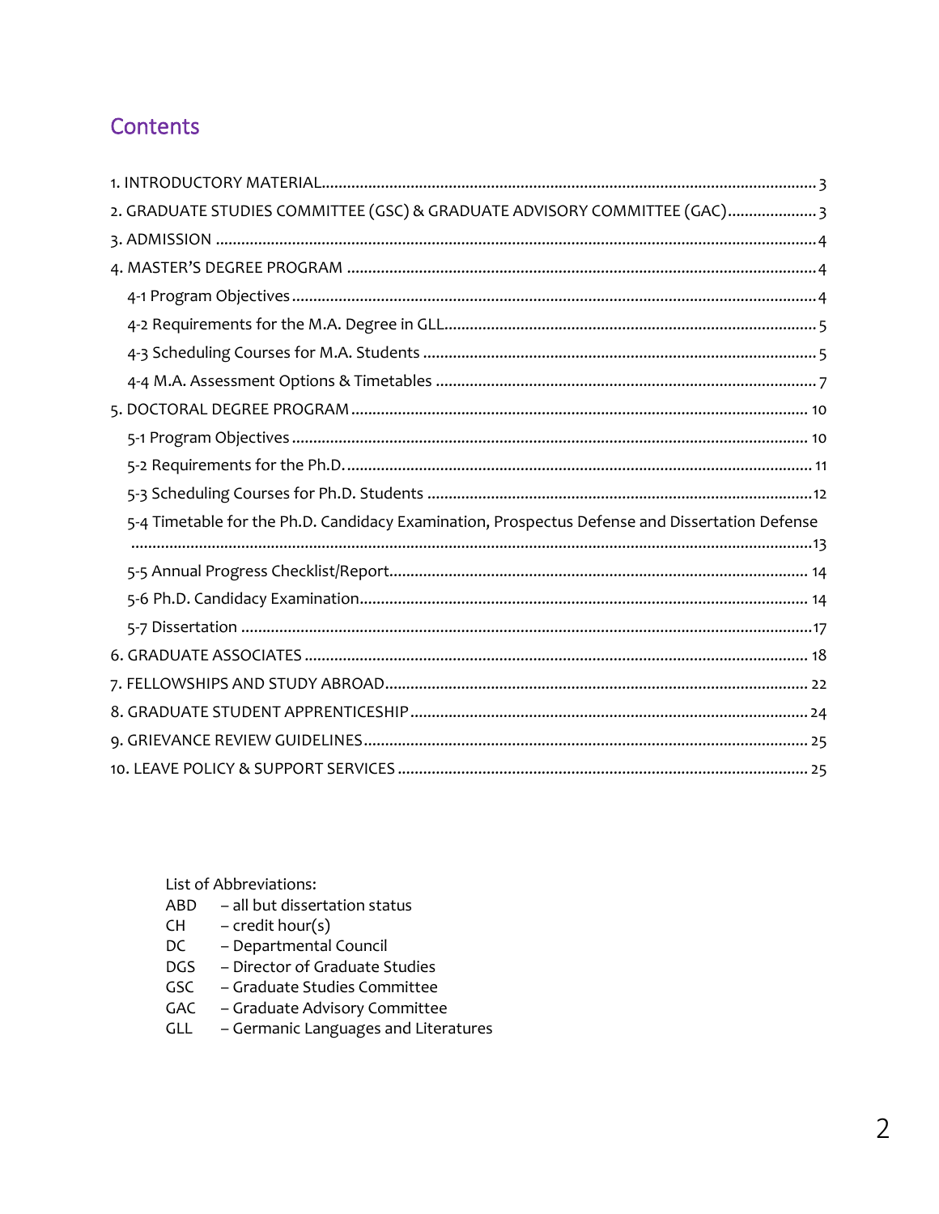## Contents

1. INTRODUCTORY MATERIAL .......... 3
2. GRADUATE STUDIES COMMITTEE (GSC) & GRADUATE ADVISORY COMMITTEE (GAC) .......... 3
3. ADMISSION .......... 4
4. MASTER'S DEGREE PROGRAM .......... 4
   - 4-1 Program Objectives .......... 4
   - 4-2 Requirements for the M.A. Degree in GLL .......... 5
   - 4-3 Scheduling Courses for M.A. Students .......... 5
   - 4-4 M.A. Assessment Options & Timetables .......... 7
5. DOCTORAL DEGREE PROGRAM .......... 10
   - 5-1 Program Objectives .......... 10
   - 5-2 Requirements for the Ph.D. .......... 11
   - 5-3 Scheduling Courses for Ph.D. Students .......... 12
   - 5-4 Timetable for the Ph.D. Candidacy Examination, Prospectus Defense and Dissertation Defense .......... 13
   - 5-5 Annual Progress Checklist/Report .......... 14
   - 5-6 Ph.D. Candidacy Examination .......... 14
   - 5-7 Dissertation .......... 17
6. GRADUATE ASSOCIATES .......... 18
7. FELLOWSHIPS AND STUDY ABROAD .......... 22
8. GRADUATE STUDENT APPRENTICESHIP .......... 24
9. GRIEVANCE REVIEW GUIDELINES .......... 25
10. LEAVE POLICY & SUPPORT SERVICES .......... 25

List of Abbreviations:

| | |
|---|---|
| ABD | – all but dissertation status |
| CH | – credit hour(s) |
| DC | – Departmental Council |
| DGS | – Director of Graduate Studies |
| GSC | – Graduate Studies Committee |
| GAC | – Graduate Advisory Committee |
| GLL | – Germanic Languages and Literatures |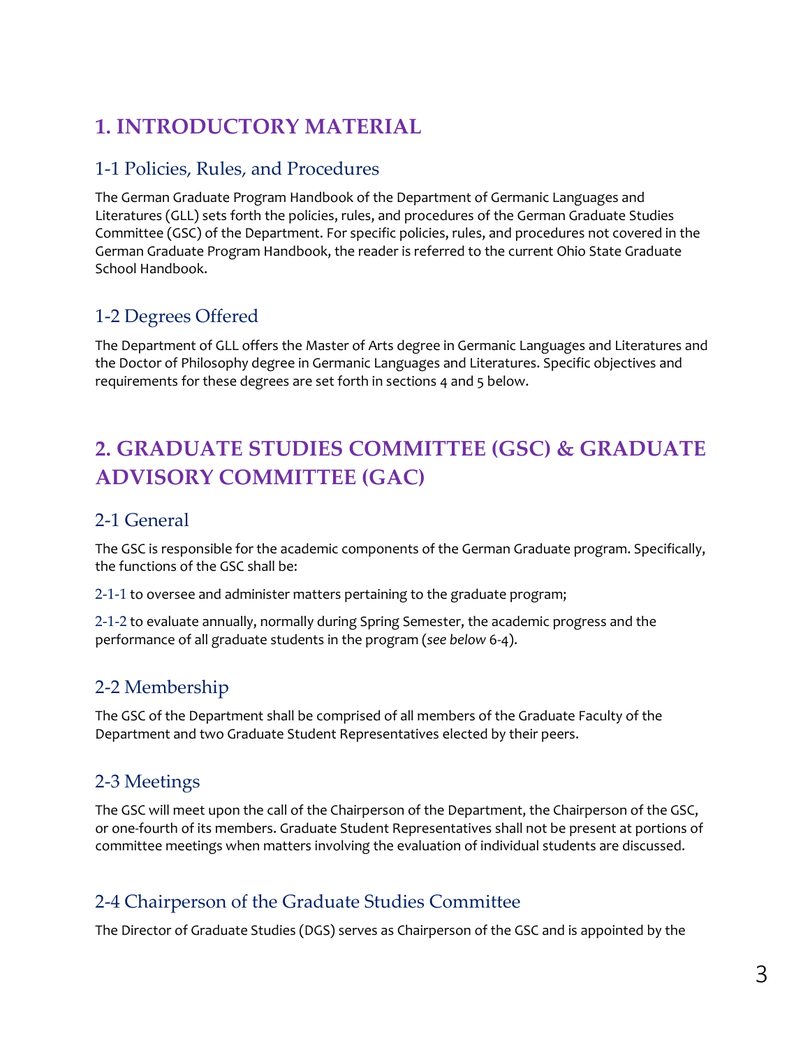# 1. INTRODUCTORY MATERIAL

## 1-1 Policies, Rules, and Procedures

The German Graduate Program Handbook of the Department of Germanic Languages and Literatures (GLL) sets forth the policies, rules, and procedures of the German Graduate Studies Committee (GSC) of the Department. For specific policies, rules, and procedures not covered in the German Graduate Program Handbook, the reader is referred to the current Ohio State Graduate School Handbook.

## 1-2 Degrees Offered

The Department of GLL offers the Master of Arts degree in Germanic Languages and Literatures and the Doctor of Philosophy degree in Germanic Languages and Literatures. Specific objectives and requirements for these degrees are set forth in sections 4 and 5 below.

# 2. GRADUATE STUDIES COMMITTEE (GSC) & GRADUATE ADVISORY COMMITTEE (GAC)

## 2-1 General

The GSC is responsible for the academic components of the German Graduate program. Specifically, the functions of the GSC shall be:

2-1-1 to oversee and administer matters pertaining to the graduate program;

2-1-2 to evaluate annually, normally during Spring Semester, the academic progress and the performance of all graduate students in the program (*see below* 6-4).

## 2-2 Membership

The GSC of the Department shall be comprised of all members of the Graduate Faculty of the Department and two Graduate Student Representatives elected by their peers.

## 2-3 Meetings

The GSC will meet upon the call of the Chairperson of the Department, the Chairperson of the GSC, or one-fourth of its members. Graduate Student Representatives shall not be present at portions of committee meetings when matters involving the evaluation of individual students are discussed.

## 2-4 Chairperson of the Graduate Studies Committee

The Director of Graduate Studies (DGS) serves as Chairperson of the GSC and is appointed by the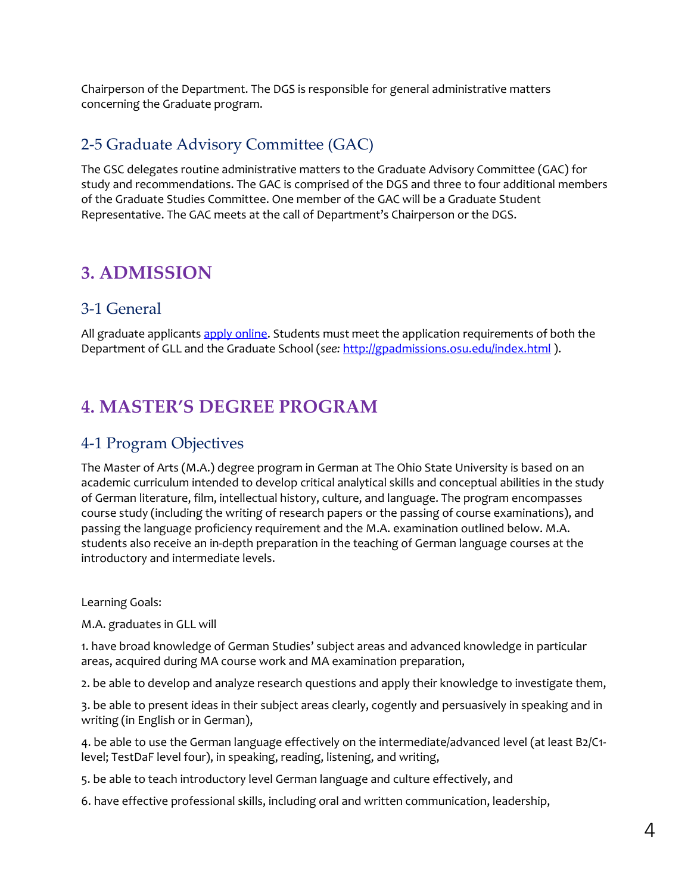Chairperson of the Department. The DGS is responsible for general administrative matters concerning the Graduate program.

### 2-5 Graduate Advisory Committee (GAC)

The GSC delegates routine administrative matters to the Graduate Advisory Committee (GAC) for study and recommendations. The GAC is comprised of the DGS and three to four additional members of the Graduate Studies Committee. One member of the GAC will be a Graduate Student Representative. The GAC meets at the call of Department's Chairperson or the DGS.

## 3. ADMISSION

### 3-1 General

All graduate applicants [apply online](). Students must meet the application requirements of both the Department of GLL and the Graduate School (*see:* [http://gpadmissions.osu.edu/index.html](http://gpadmissions.osu.edu/index.html) ).

## 4. MASTER'S DEGREE PROGRAM

### 4-1 Program Objectives

The Master of Arts (M.A.) degree program in German at The Ohio State University is based on an academic curriculum intended to develop critical analytical skills and conceptual abilities in the study of German literature, film, intellectual history, culture, and language. The program encompasses course study (including the writing of research papers or the passing of course examinations), and passing the language proficiency requirement and the M.A. examination outlined below. M.A. students also receive an in-depth preparation in the teaching of German language courses at the introductory and intermediate levels.

Learning Goals:

M.A. graduates in GLL will

1. have broad knowledge of German Studies' subject areas and advanced knowledge in particular areas, acquired during MA course work and MA examination preparation,

2. be able to develop and analyze research questions and apply their knowledge to investigate them,

3. be able to present ideas in their subject areas clearly, cogently and persuasively in speaking and in writing (in English or in German),

4. be able to use the German language effectively on the intermediate/advanced level (at least B2/C1-level; TestDaF level four), in speaking, reading, listening, and writing,

5. be able to teach introductory level German language and culture effectively, and

6. have effective professional skills, including oral and written communication, leadership,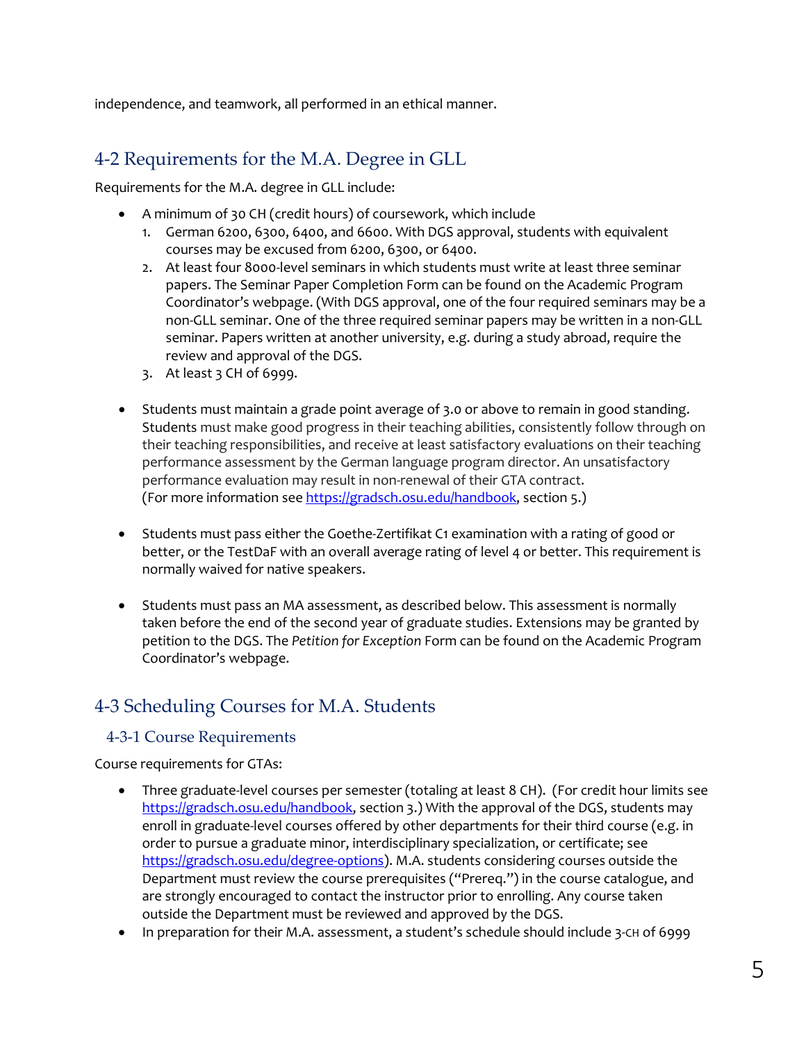independence, and teamwork, all performed in an ethical manner.

## 4-2 Requirements for the M.A. Degree in GLL

Requirements for the M.A. degree in GLL include:

- A minimum of 30 CH (credit hours) of coursework, which include
  1. German 6200, 6300, 6400, and 6600. With DGS approval, students with equivalent courses may be excused from 6200, 6300, or 6400.
  2. At least four 8000-level seminars in which students must write at least three seminar papers. The Seminar Paper Completion Form can be found on the Academic Program Coordinator's webpage. (With DGS approval, one of the four required seminars may be a non-GLL seminar. One of the three required seminar papers may be written in a non-GLL seminar. Papers written at another university, e.g. during a study abroad, require the review and approval of the DGS.
  3. At least 3 CH of 6999.

- Students must maintain a grade point average of 3.0 or above to remain in good standing. Students must make good progress in their teaching abilities, consistently follow through on their teaching responsibilities, and receive at least satisfactory evaluations on their teaching performance assessment by the German language program director. An unsatisfactory performance evaluation may result in non-renewal of their GTA contract. (For more information see https://gradsch.osu.edu/handbook, section 5.)

- Students must pass either the Goethe-Zertifikat C1 examination with a rating of good or better, or the TestDaF with an overall average rating of level 4 or better. This requirement is normally waived for native speakers.

- Students must pass an MA assessment, as described below. This assessment is normally taken before the end of the second year of graduate studies. Extensions may be granted by petition to the DGS. The *Petition for Exception* Form can be found on the Academic Program Coordinator's webpage.

## 4-3 Scheduling Courses for M.A. Students

### 4-3-1 Course Requirements

Course requirements for GTAs:

- Three graduate-level courses per semester (totaling at least 8 CH). (For credit hour limits see https://gradsch.osu.edu/handbook, section 3.) With the approval of the DGS, students may enroll in graduate-level courses offered by other departments for their third course (e.g. in order to pursue a graduate minor, interdisciplinary specialization, or certificate; see https://gradsch.osu.edu/degree-options). M.A. students considering courses outside the Department must review the course prerequisites ("Prereq.") in the course catalogue, and are strongly encouraged to contact the instructor prior to enrolling. Any course taken outside the Department must be reviewed and approved by the DGS.
- In preparation for their M.A. assessment, a student's schedule should include 3-CH of 6999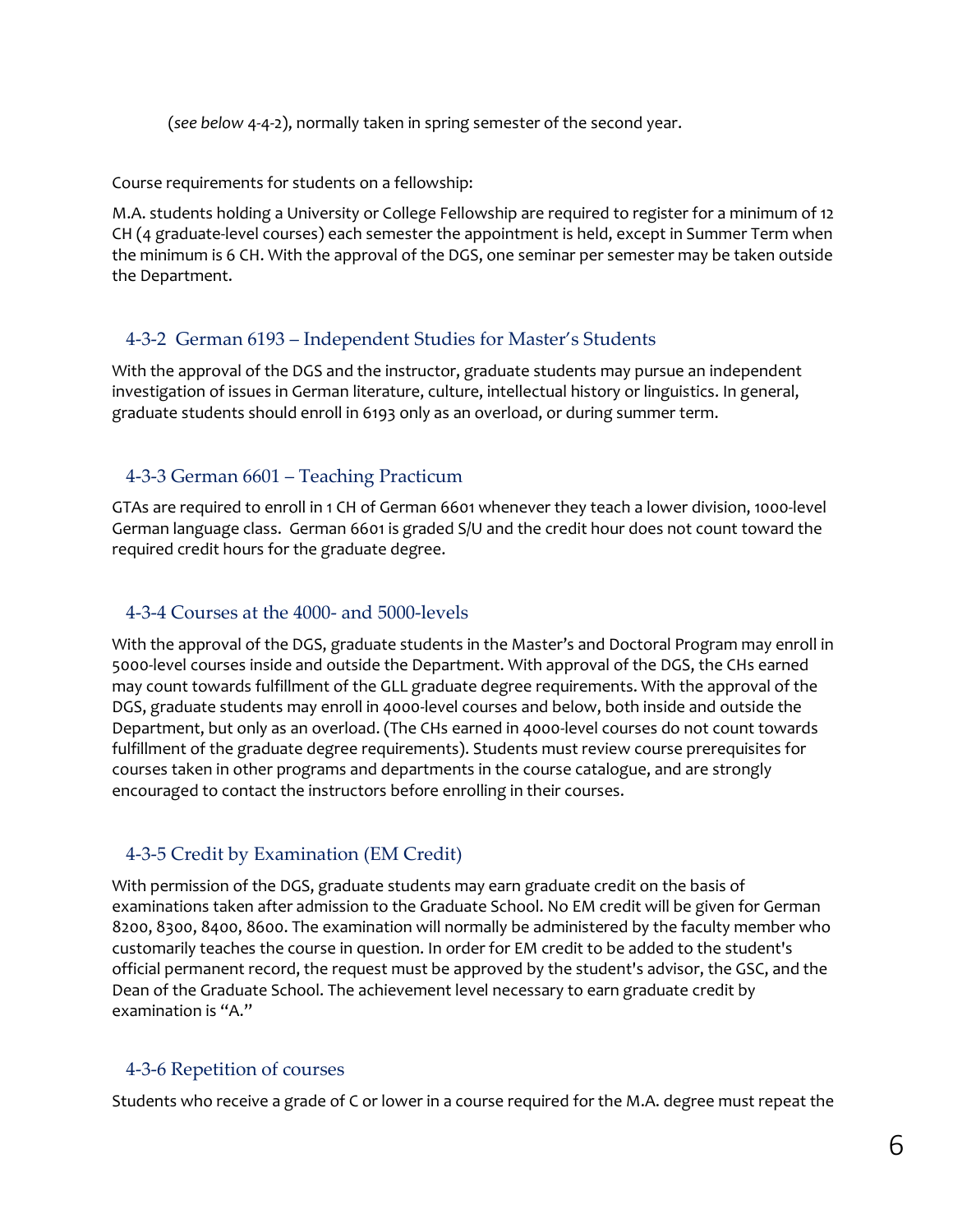(*see below* 4-4-2), normally taken in spring semester of the second year.

Course requirements for students on a fellowship:

M.A. students holding a University or College Fellowship are required to register for a minimum of 12 CH (4 graduate-level courses) each semester the appointment is held, except in Summer Term when the minimum is 6 CH. With the approval of the DGS, one seminar per semester may be taken outside the Department.

### 4-3-2 German 6193 – Independent Studies for Master's Students

With the approval of the DGS and the instructor, graduate students may pursue an independent investigation of issues in German literature, culture, intellectual history or linguistics. In general, graduate students should enroll in 6193 only as an overload, or during summer term.

### 4-3-3 German 6601 – Teaching Practicum

GTAs are required to enroll in 1 CH of German 6601 whenever they teach a lower division, 1000-level German language class. German 6601 is graded S/U and the credit hour does not count toward the required credit hours for the graduate degree.

### 4-3-4 Courses at the 4000- and 5000-levels

With the approval of the DGS, graduate students in the Master's and Doctoral Program may enroll in 5000-level courses inside and outside the Department. With approval of the DGS, the CHs earned may count towards fulfillment of the GLL graduate degree requirements. With the approval of the DGS, graduate students may enroll in 4000-level courses and below, both inside and outside the Department, but only as an overload. (The CHs earned in 4000-level courses do not count towards fulfillment of the graduate degree requirements). Students must review course prerequisites for courses taken in other programs and departments in the course catalogue, and are strongly encouraged to contact the instructors before enrolling in their courses.

### 4-3-5 Credit by Examination (EM Credit)

With permission of the DGS, graduate students may earn graduate credit on the basis of examinations taken after admission to the Graduate School. No EM credit will be given for German 8200, 8300, 8400, 8600. The examination will normally be administered by the faculty member who customarily teaches the course in question. In order for EM credit to be added to the student's official permanent record, the request must be approved by the student's advisor, the GSC, and the Dean of the Graduate School. The achievement level necessary to earn graduate credit by examination is "A."

### 4-3-6 Repetition of courses

Students who receive a grade of C or lower in a course required for the M.A. degree must repeat the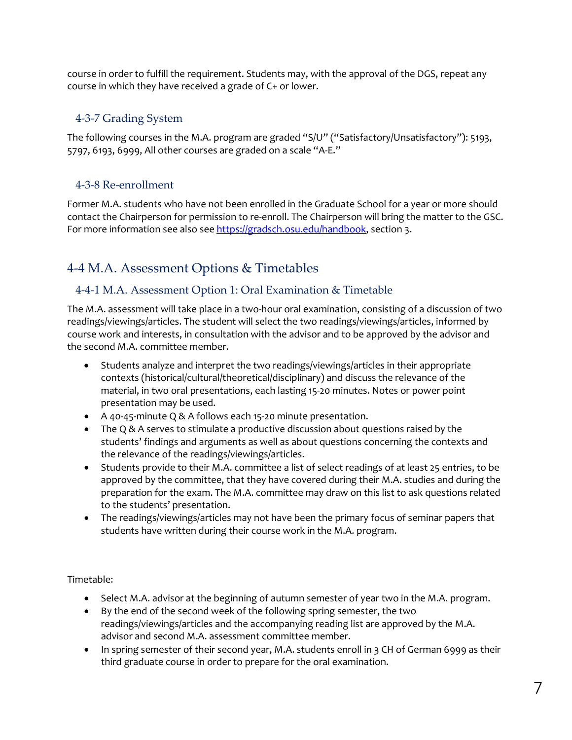course in order to fulfill the requirement. Students may, with the approval of the DGS, repeat any course in which they have received a grade of C+ or lower.

### 4-3-7 Grading System

The following courses in the M.A. program are graded "S/U" ("Satisfactory/Unsatisfactory"): 5193, 5797, 6193, 6999, All other courses are graded on a scale "A-E."

### 4-3-8 Re-enrollment

Former M.A. students who have not been enrolled in the Graduate School for a year or more should contact the Chairperson for permission to re-enroll. The Chairperson will bring the matter to the GSC. For more information see also see https://gradsch.osu.edu/handbook, section 3.

## 4-4 M.A. Assessment Options & Timetables

### 4-4-1 M.A. Assessment Option 1: Oral Examination & Timetable

The M.A. assessment will take place in a two-hour oral examination, consisting of a discussion of two readings/viewings/articles. The student will select the two readings/viewings/articles, informed by course work and interests, in consultation with the advisor and to be approved by the advisor and the second M.A. committee member.

- Students analyze and interpret the two readings/viewings/articles in their appropriate contexts (historical/cultural/theoretical/disciplinary) and discuss the relevance of the material, in two oral presentations, each lasting 15-20 minutes. Notes or power point presentation may be used.
- A 40-45-minute Q & A follows each 15-20 minute presentation.
- The Q & A serves to stimulate a productive discussion about questions raised by the students' findings and arguments as well as about questions concerning the contexts and the relevance of the readings/viewings/articles.
- Students provide to their M.A. committee a list of select readings of at least 25 entries, to be approved by the committee, that they have covered during their M.A. studies and during the preparation for the exam. The M.A. committee may draw on this list to ask questions related to the students' presentation.
- The readings/viewings/articles may not have been the primary focus of seminar papers that students have written during their course work in the M.A. program.

Timetable:

- Select M.A. advisor at the beginning of autumn semester of year two in the M.A. program.
- By the end of the second week of the following spring semester, the two readings/viewings/articles and the accompanying reading list are approved by the M.A. advisor and second M.A. assessment committee member.
- In spring semester of their second year, M.A. students enroll in 3 CH of German 6999 as their third graduate course in order to prepare for the oral examination.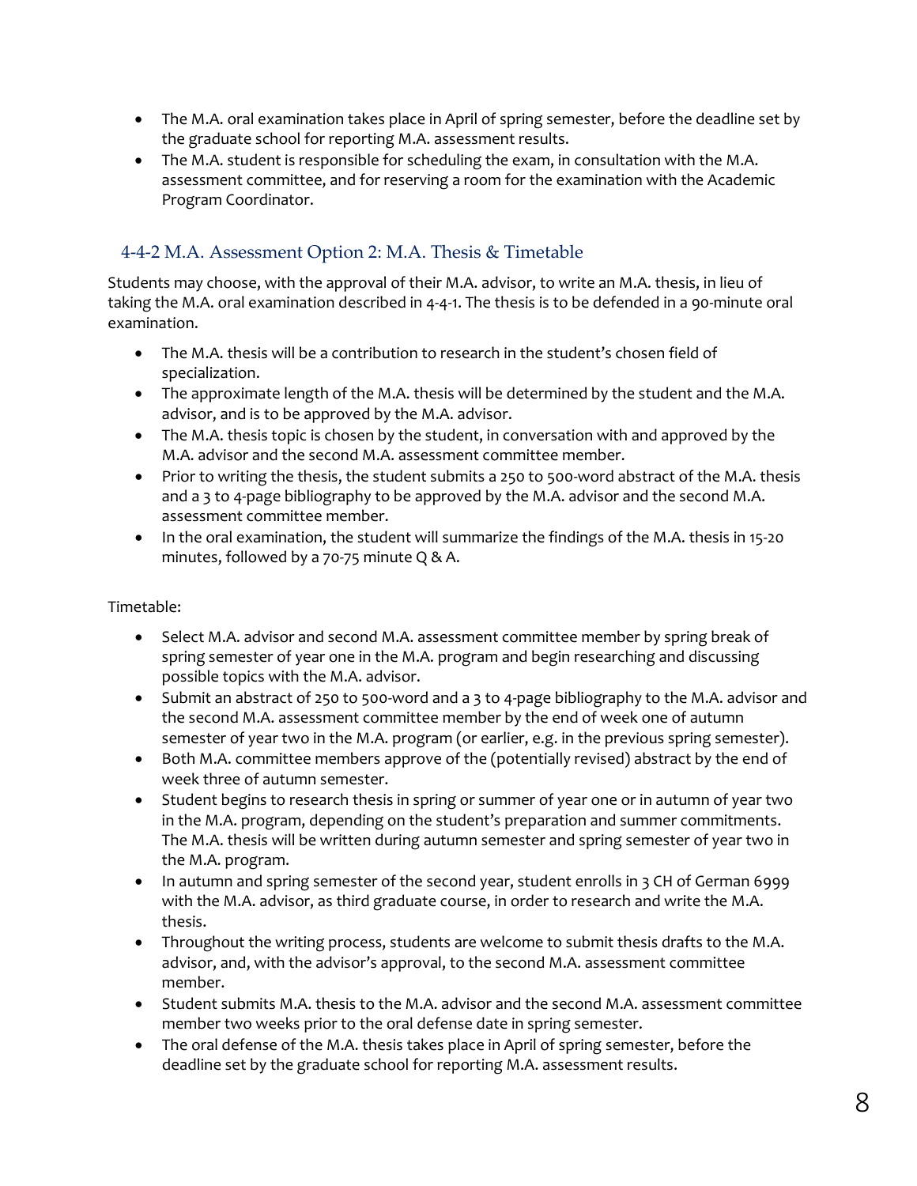- The M.A. oral examination takes place in April of spring semester, before the deadline set by the graduate school for reporting M.A. assessment results.
- The M.A. student is responsible for scheduling the exam, in consultation with the M.A. assessment committee, and for reserving a room for the examination with the Academic Program Coordinator.

### 4-4-2 M.A. Assessment Option 2: M.A. Thesis & Timetable

Students may choose, with the approval of their M.A. advisor, to write an M.A. thesis, in lieu of taking the M.A. oral examination described in 4-4-1. The thesis is to be defended in a 90-minute oral examination.

- The M.A. thesis will be a contribution to research in the student's chosen field of specialization.
- The approximate length of the M.A. thesis will be determined by the student and the M.A. advisor, and is to be approved by the M.A. advisor.
- The M.A. thesis topic is chosen by the student, in conversation with and approved by the M.A. advisor and the second M.A. assessment committee member.
- Prior to writing the thesis, the student submits a 250 to 500-word abstract of the M.A. thesis and a 3 to 4-page bibliography to be approved by the M.A. advisor and the second M.A. assessment committee member.
- In the oral examination, the student will summarize the findings of the M.A. thesis in 15-20 minutes, followed by a 70-75 minute Q & A.

Timetable:

- Select M.A. advisor and second M.A. assessment committee member by spring break of spring semester of year one in the M.A. program and begin researching and discussing possible topics with the M.A. advisor.
- Submit an abstract of 250 to 500-word and a 3 to 4-page bibliography to the M.A. advisor and the second M.A. assessment committee member by the end of week one of autumn semester of year two in the M.A. program (or earlier, e.g. in the previous spring semester).
- Both M.A. committee members approve of the (potentially revised) abstract by the end of week three of autumn semester.
- Student begins to research thesis in spring or summer of year one or in autumn of year two in the M.A. program, depending on the student's preparation and summer commitments. The M.A. thesis will be written during autumn semester and spring semester of year two in the M.A. program.
- In autumn and spring semester of the second year, student enrolls in 3 CH of German 6999 with the M.A. advisor, as third graduate course, in order to research and write the M.A. thesis.
- Throughout the writing process, students are welcome to submit thesis drafts to the M.A. advisor, and, with the advisor's approval, to the second M.A. assessment committee member.
- Student submits M.A. thesis to the M.A. advisor and the second M.A. assessment committee member two weeks prior to the oral defense date in spring semester.
- The oral defense of the M.A. thesis takes place in April of spring semester, before the deadline set by the graduate school for reporting M.A. assessment results.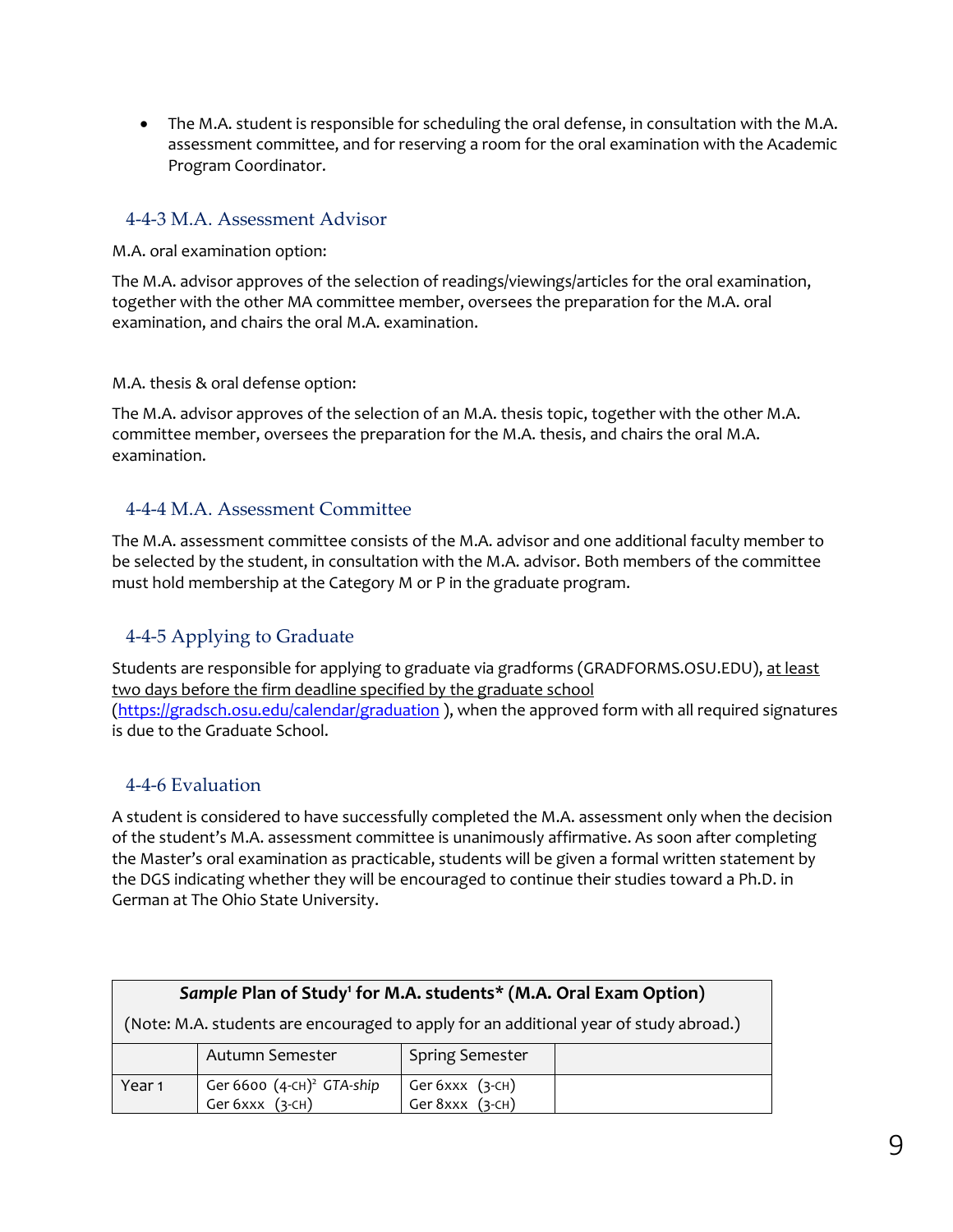- The M.A. student is responsible for scheduling the oral defense, in consultation with the M.A. assessment committee, and for reserving a room for the oral examination with the Academic Program Coordinator.

### 4-4-3 M.A. Assessment Advisor

M.A. oral examination option:

The M.A. advisor approves of the selection of readings/viewings/articles for the oral examination, together with the other MA committee member, oversees the preparation for the M.A. oral examination, and chairs the oral M.A. examination.

M.A. thesis & oral defense option:

The M.A. advisor approves of the selection of an M.A. thesis topic, together with the other M.A. committee member, oversees the preparation for the M.A. thesis, and chairs the oral M.A. examination.

### 4-4-4 M.A. Assessment Committee

The M.A. assessment committee consists of the M.A. advisor and one additional faculty member to be selected by the student, in consultation with the M.A. advisor. Both members of the committee must hold membership at the Category M or P in the graduate program.

### 4-4-5 Applying to Graduate

Students are responsible for applying to graduate via gradforms (GRADFORMS.OSU.EDU), <u>at least two days before the firm deadline specified by the graduate school</u> (https://gradsch.osu.edu/calendar/graduation ), when the approved form with all required signatures is due to the Graduate School.

### 4-4-6 Evaluation

A student is considered to have successfully completed the M.A. assessment only when the decision of the student's M.A. assessment committee is unanimously affirmative. As soon after completing the Master's oral examination as practicable, students will be given a formal written statement by the DGS indicating whether they will be encouraged to continue their studies toward a Ph.D. in German at The Ohio State University.

| ***Sample* Plan of Study[1] for M.A. students\* (M.A. Oral Exam Option)** | | | |
|---|---|---|---|
| (Note: M.A. students are encouraged to apply for an additional year of study abroad.) | | | |
| | Autumn Semester | Spring Semester | |
| Year 1 | Ger 6600 (4-CH)[2] *GTA-ship*<br>Ger 6xxx (3-CH) | Ger 6xxx (3-CH)<br>Ger 8xxx (3-CH) | |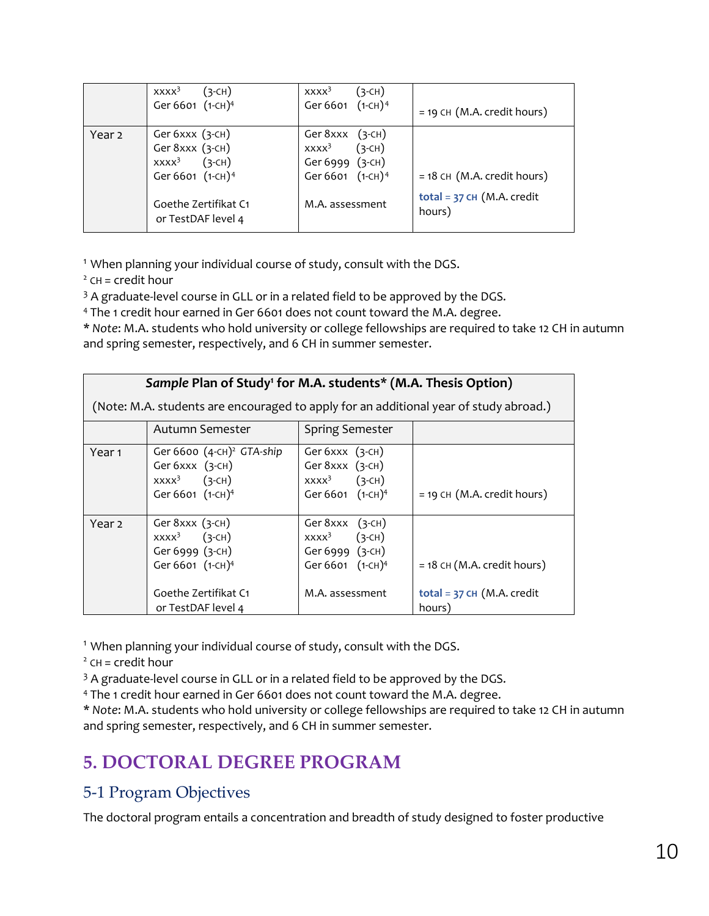| | | | |
|---|---|---|---|
| | xxxx[3] (3-CH)<br>Ger 6601 (1-CH)[4] | xxxx[3] (3-CH)<br>Ger 6601 (1-CH)[4] | = 19 CH (M.A. credit hours) |
| Year 2 | Ger 6xxx (3-CH)<br>Ger 8xxx (3-CH)<br>xxxx[3] (3-CH)<br>Ger 6601 (1-CH)[4]<br><br>Goethe Zertifikat C1 or TestDAF level 4 | Ger 8xxx (3-CH)<br>xxxx[3] (3-CH)<br>Ger 6999 (3-CH)<br>Ger 6601 (1-CH)[4]<br><br>M.A. assessment | = 18 CH (M.A. credit hours)<br><br>**total = 37 CH** (M.A. credit hours) |

[1] When planning your individual course of study, consult with the DGS.
[2] CH = credit hour
[3] A graduate-level course in GLL or in a related field to be approved by the DGS.
[4] The 1 credit hour earned in Ger 6601 does not count toward the M.A. degree.
\* *Note*: M.A. students who hold university or college fellowships are required to take 12 CH in autumn and spring semester, respectively, and 6 CH in summer semester.

| ***Sample* Plan of Study[1] for M.A. students\* (M.A. Thesis Option)**<br>(Note: M.A. students are encouraged to apply for an additional year of study abroad.) | | | |
|---|---|---|---|
| | Autumn Semester | Spring Semester | |
| Year 1 | Ger 6600 (4-CH)[2] *GTA-ship*<br>Ger 6xxx (3-CH)<br>xxxx[3] (3-CH)<br>Ger 6601 (1-CH)[4] | Ger 6xxx (3-CH)<br>Ger 8xxx (3-CH)<br>xxxx[3] (3-CH)<br>Ger 6601 (1-CH)[4] | = 19 CH (M.A. credit hours) |
| Year 2 | Ger 8xxx (3-CH)<br>xxxx[3] (3-CH)<br>Ger 6999 (3-CH)<br>Ger 6601 (1-CH)[4]<br><br>Goethe Zertifikat C1 or TestDAF level 4 | Ger 8xxx (3-CH)<br>xxxx[3] (3-CH)<br>Ger 6999 (3-CH)<br>Ger 6601 (1-CH)[4]<br><br>M.A. assessment | = 18 CH (M.A. credit hours)<br><br>**total = 37 CH** (M.A. credit hours) |

[1] When planning your individual course of study, consult with the DGS.
[2] CH = credit hour
[3] A graduate-level course in GLL or in a related field to be approved by the DGS.
[4] The 1 credit hour earned in Ger 6601 does not count toward the M.A. degree.
\* *Note*: M.A. students who hold university or college fellowships are required to take 12 CH in autumn and spring semester, respectively, and 6 CH in summer semester.

# 5. DOCTORAL DEGREE PROGRAM

## 5-1 Program Objectives

The doctoral program entails a concentration and breadth of study designed to foster productive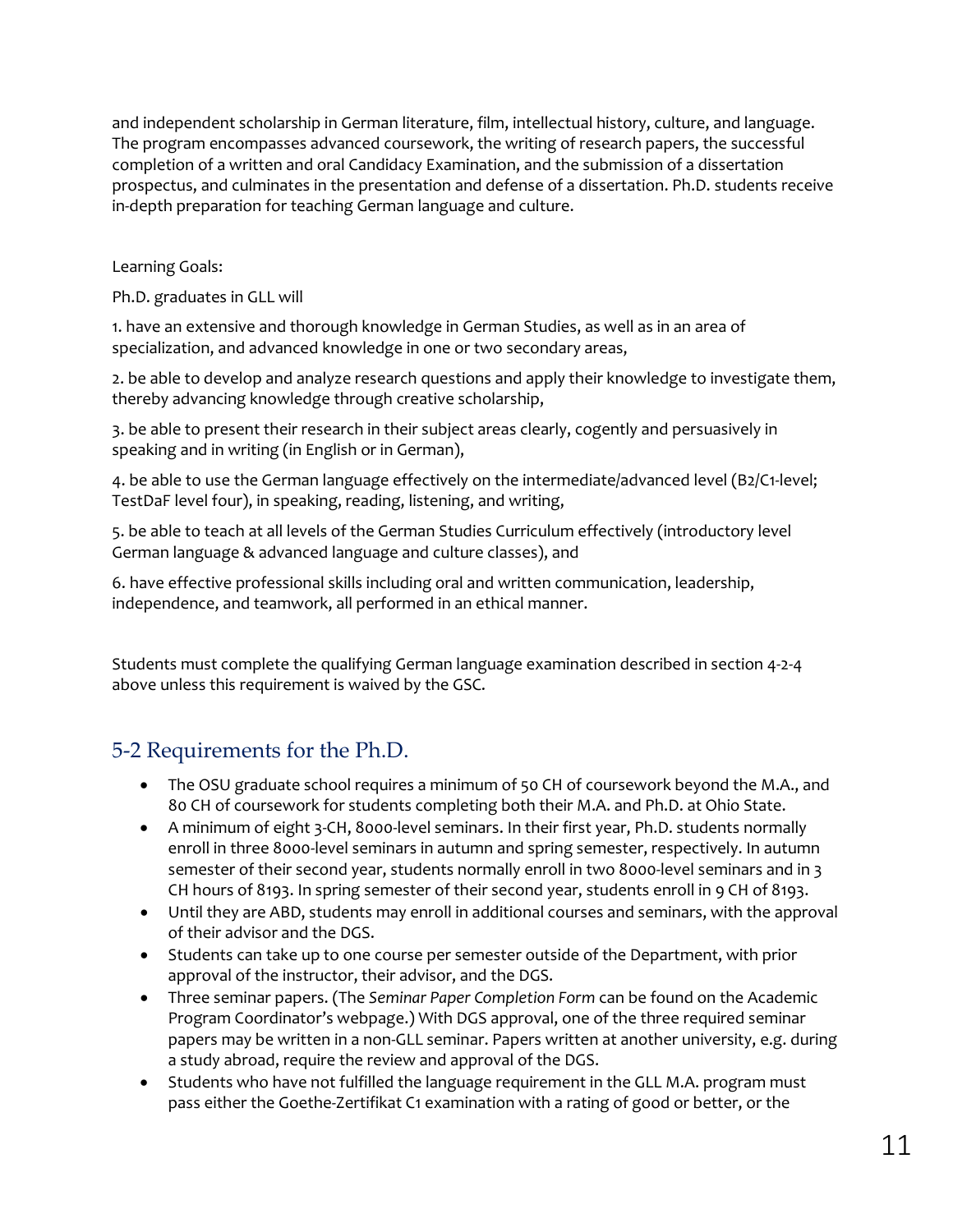and independent scholarship in German literature, film, intellectual history, culture, and language. The program encompasses advanced coursework, the writing of research papers, the successful completion of a written and oral Candidacy Examination, and the submission of a dissertation prospectus, and culminates in the presentation and defense of a dissertation. Ph.D. students receive in-depth preparation for teaching German language and culture.

Learning Goals:

Ph.D. graduates in GLL will

1. have an extensive and thorough knowledge in German Studies, as well as in an area of specialization, and advanced knowledge in one or two secondary areas,

2. be able to develop and analyze research questions and apply their knowledge to investigate them, thereby advancing knowledge through creative scholarship,

3. be able to present their research in their subject areas clearly, cogently and persuasively in speaking and in writing (in English or in German),

4. be able to use the German language effectively on the intermediate/advanced level (B2/C1-level; TestDaF level four), in speaking, reading, listening, and writing,

5. be able to teach at all levels of the German Studies Curriculum effectively (introductory level German language & advanced language and culture classes), and

6. have effective professional skills including oral and written communication, leadership, independence, and teamwork, all performed in an ethical manner.

Students must complete the qualifying German language examination described in section 4-2-4 above unless this requirement is waived by the GSC.

## 5-2 Requirements for the Ph.D.

- The OSU graduate school requires a minimum of 50 CH of coursework beyond the M.A., and 80 CH of coursework for students completing both their M.A. and Ph.D. at Ohio State.
- A minimum of eight 3-CH, 8000-level seminars. In their first year, Ph.D. students normally enroll in three 8000-level seminars in autumn and spring semester, respectively. In autumn semester of their second year, students normally enroll in two 8000-level seminars and in 3 CH hours of 8193. In spring semester of their second year, students enroll in 9 CH of 8193.
- Until they are ABD, students may enroll in additional courses and seminars, with the approval of their advisor and the DGS.
- Students can take up to one course per semester outside of the Department, with prior approval of the instructor, their advisor, and the DGS.
- Three seminar papers. (The *Seminar Paper Completion Form* can be found on the Academic Program Coordinator's webpage.) With DGS approval, one of the three required seminar papers may be written in a non-GLL seminar. Papers written at another university, e.g. during a study abroad, require the review and approval of the DGS.
- Students who have not fulfilled the language requirement in the GLL M.A. program must pass either the Goethe-Zertifikat C1 examination with a rating of good or better, or the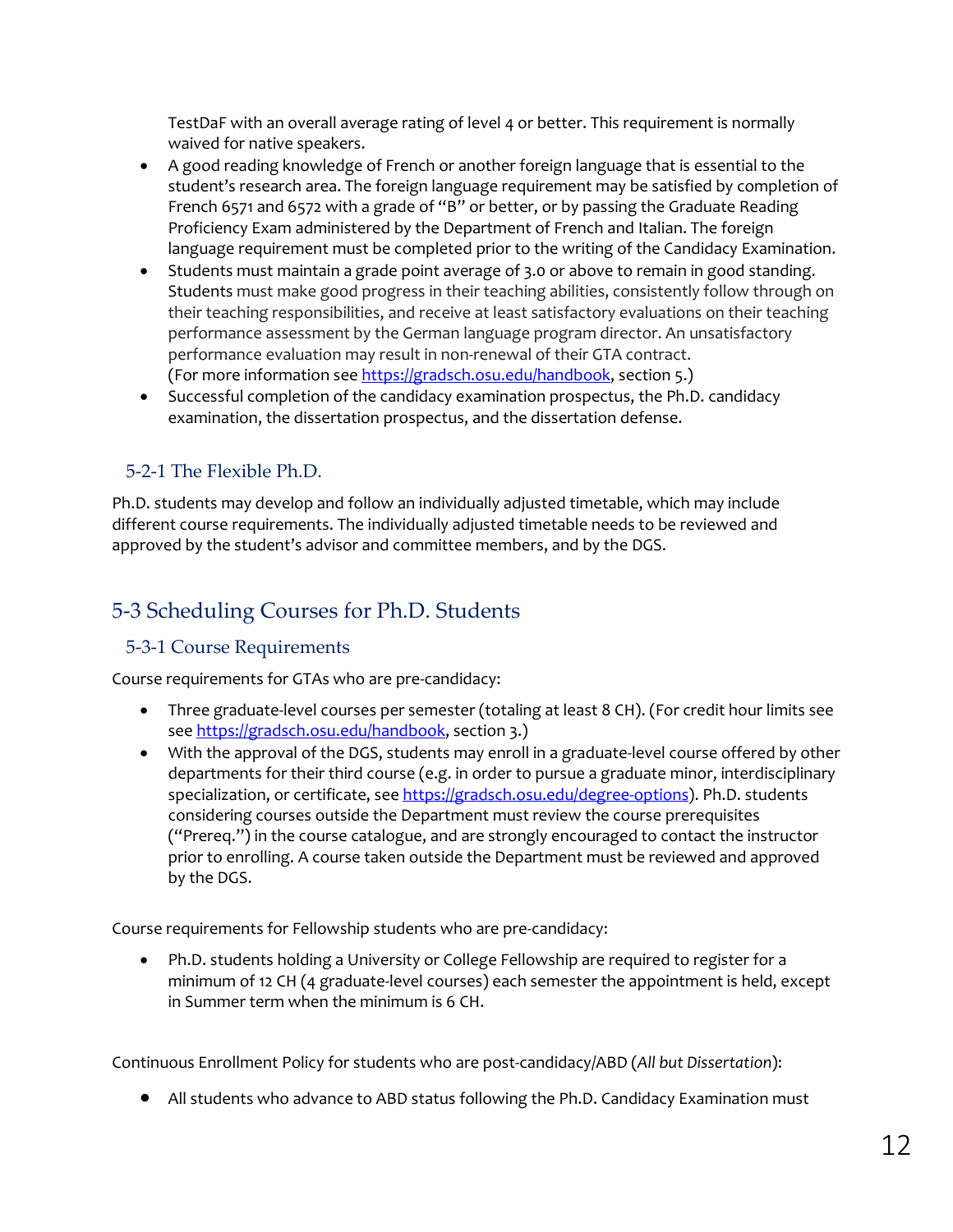TestDaF with an overall average rating of level 4 or better. This requirement is normally waived for native speakers.

- A good reading knowledge of French or another foreign language that is essential to the student's research area. The foreign language requirement may be satisfied by completion of French 6571 and 6572 with a grade of "B" or better, or by passing the Graduate Reading Proficiency Exam administered by the Department of French and Italian. The foreign language requirement must be completed prior to the writing of the Candidacy Examination.
- Students must maintain a grade point average of 3.0 or above to remain in good standing. Students must make good progress in their teaching abilities, consistently follow through on their teaching responsibilities, and receive at least satisfactory evaluations on their teaching performance assessment by the German language program director. An unsatisfactory performance evaluation may result in non-renewal of their GTA contract. (For more information see [https://gradsch.osu.edu/handbook](https://gradsch.osu.edu/handbook), section 5.)
- Successful completion of the candidacy examination prospectus, the Ph.D. candidacy examination, the dissertation prospectus, and the dissertation defense.

### 5-2-1 The Flexible Ph.D.

Ph.D. students may develop and follow an individually adjusted timetable, which may include different course requirements. The individually adjusted timetable needs to be reviewed and approved by the student's advisor and committee members, and by the DGS.

## 5-3 Scheduling Courses for Ph.D. Students

### 5-3-1 Course Requirements

Course requirements for GTAs who are pre-candidacy:

- Three graduate-level courses per semester (totaling at least 8 CH). (For credit hour limits see see [https://gradsch.osu.edu/handbook](https://gradsch.osu.edu/handbook), section 3.)
- With the approval of the DGS, students may enroll in a graduate-level course offered by other departments for their third course (e.g. in order to pursue a graduate minor, interdisciplinary specialization, or certificate, see [https://gradsch.osu.edu/degree-options](https://gradsch.osu.edu/degree-options)). Ph.D. students considering courses outside the Department must review the course prerequisites ("Prereq.") in the course catalogue, and are strongly encouraged to contact the instructor prior to enrolling. A course taken outside the Department must be reviewed and approved by the DGS.

Course requirements for Fellowship students who are pre-candidacy:

- Ph.D. students holding a University or College Fellowship are required to register for a minimum of 12 CH (4 graduate-level courses) each semester the appointment is held, except in Summer term when the minimum is 6 CH.

Continuous Enrollment Policy for students who are post-candidacy/ABD (*All but Dissertation*):

- All students who advance to ABD status following the Ph.D. Candidacy Examination must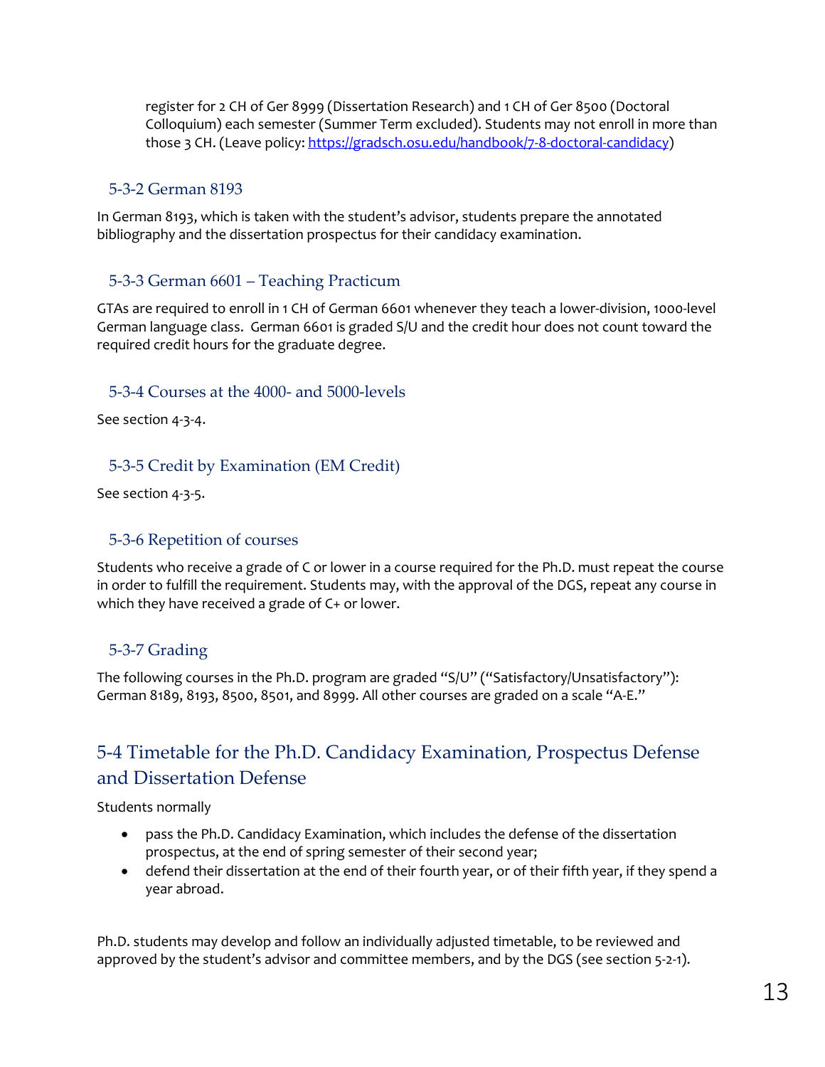register for 2 CH of Ger 8999 (Dissertation Research) and 1 CH of Ger 8500 (Doctoral Colloquium) each semester (Summer Term excluded). Students may not enroll in more than those 3 CH. (Leave policy: [https://gradsch.osu.edu/handbook/7-8-doctoral-candidacy](https://gradsch.osu.edu/handbook/7-8-doctoral-candidacy))

### 5-3-2 German 8193

In German 8193, which is taken with the student's advisor, students prepare the annotated bibliography and the dissertation prospectus for their candidacy examination.

### 5-3-3 German 6601 – Teaching Practicum

GTAs are required to enroll in 1 CH of German 6601 whenever they teach a lower-division, 1000-level German language class. German 6601 is graded S/U and the credit hour does not count toward the required credit hours for the graduate degree.

### 5-3-4 Courses at the 4000- and 5000-levels

See section 4-3-4.

### 5-3-5 Credit by Examination (EM Credit)

See section 4-3-5.

### 5-3-6 Repetition of courses

Students who receive a grade of C or lower in a course required for the Ph.D. must repeat the course in order to fulfill the requirement. Students may, with the approval of the DGS, repeat any course in which they have received a grade of C+ or lower.

### 5-3-7 Grading

The following courses in the Ph.D. program are graded "S/U" ("Satisfactory/Unsatisfactory"): German 8189, 8193, 8500, 8501, and 8999. All other courses are graded on a scale "A-E."

## 5-4 Timetable for the Ph.D. Candidacy Examination, Prospectus Defense and Dissertation Defense

Students normally

- pass the Ph.D. Candidacy Examination, which includes the defense of the dissertation prospectus, at the end of spring semester of their second year;
- defend their dissertation at the end of their fourth year, or of their fifth year, if they spend a year abroad.

Ph.D. students may develop and follow an individually adjusted timetable, to be reviewed and approved by the student's advisor and committee members, and by the DGS (see section 5-2-1).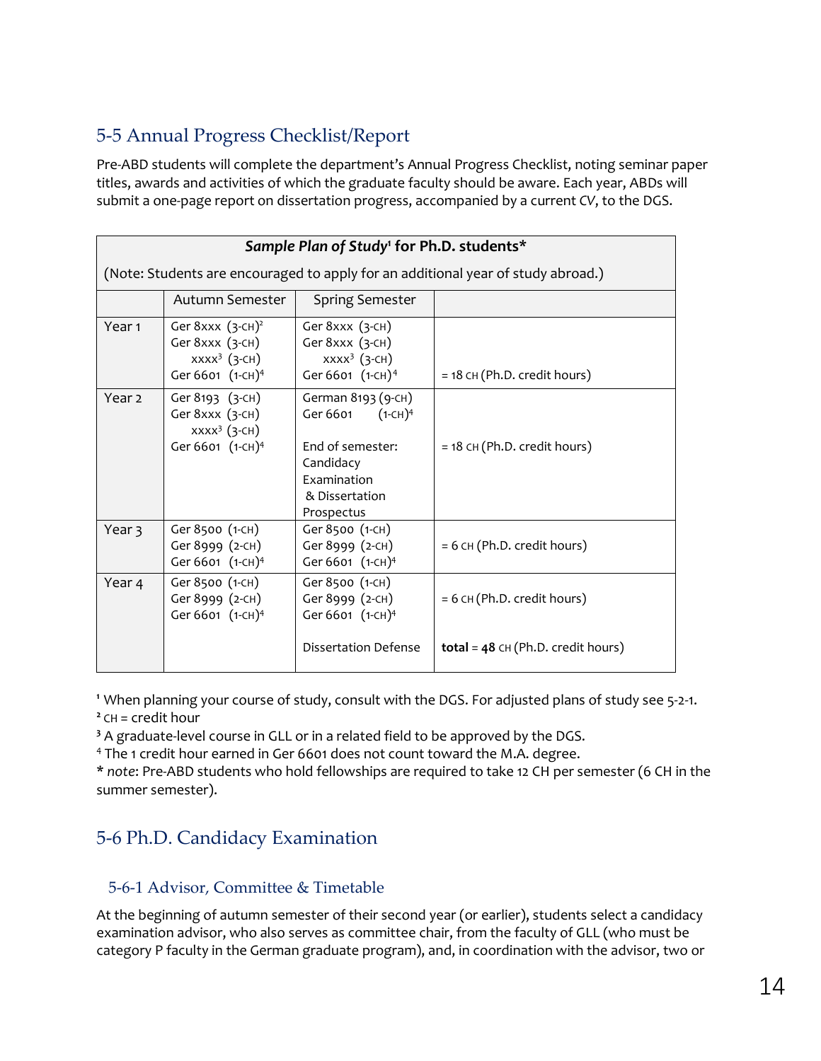## 5-5 Annual Progress Checklist/Report

Pre-ABD students will complete the department's Annual Progress Checklist, noting seminar paper titles, awards and activities of which the graduate faculty should be aware. Each year, ABDs will submit a one-page report on dissertation progress, accompanied by a current *CV*, to the DGS.

| ***Sample Plan of Study*[1] for Ph.D. students*** (Note: Students are encouraged to apply for an additional year of study abroad.) | | | |
|---|---|---|---|
| | Autumn Semester | Spring Semester | |
| Year 1 | Ger 8xxx (3-CH)[2]<br>Ger 8xxx (3-CH)<br>xxxx[3] (3-CH)<br>Ger 6601 (1-CH)[4] | Ger 8xxx (3-CH)<br>Ger 8xxx (3-CH)<br>xxxx[3] (3-CH)<br>Ger 6601 (1-CH)[4] | = 18 CH (Ph.D. credit hours) |
| Year 2 | Ger 8193 (3-CH)<br>Ger 8xxx (3-CH)<br>xxxx[3] (3-CH)<br>Ger 6601 (1-CH)[4] | German 8193 (9-CH)<br>Ger 6601 (1-CH)[4]<br><br>End of semester: Candidacy Examination & Dissertation Prospectus | = 18 CH (Ph.D. credit hours) |
| Year 3 | Ger 8500 (1-CH)<br>Ger 8999 (2-CH)<br>Ger 6601 (1-CH)[4] | Ger 8500 (1-CH)<br>Ger 8999 (2-CH)<br>Ger 6601 (1-CH)[4] | = 6 CH (Ph.D. credit hours) |
| Year 4 | Ger 8500 (1-CH)<br>Ger 8999 (2-CH)<br>Ger 6601 (1-CH)[4] | Ger 8500 (1-CH)<br>Ger 8999 (2-CH)<br>Ger 6601 (1-CH)[4]<br><br>Dissertation Defense | = 6 CH (Ph.D. credit hours)<br><br>**total** = **48** CH (Ph.D. credit hours) |

[1] When planning your course of study, consult with the DGS. For adjusted plans of study see 5-2-1.
[2] CH = credit hour
[3] A graduate-level course in GLL or in a related field to be approved by the DGS.
[4] The 1 credit hour earned in Ger 6601 does not count toward the M.A. degree.
* *note*: Pre-ABD students who hold fellowships are required to take 12 CH per semester (6 CH in the summer semester).

## 5-6 Ph.D. Candidacy Examination

### 5-6-1 Advisor, Committee & Timetable

At the beginning of autumn semester of their second year (or earlier), students select a candidacy examination advisor, who also serves as committee chair, from the faculty of GLL (who must be category P faculty in the German graduate program), and, in coordination with the advisor, two or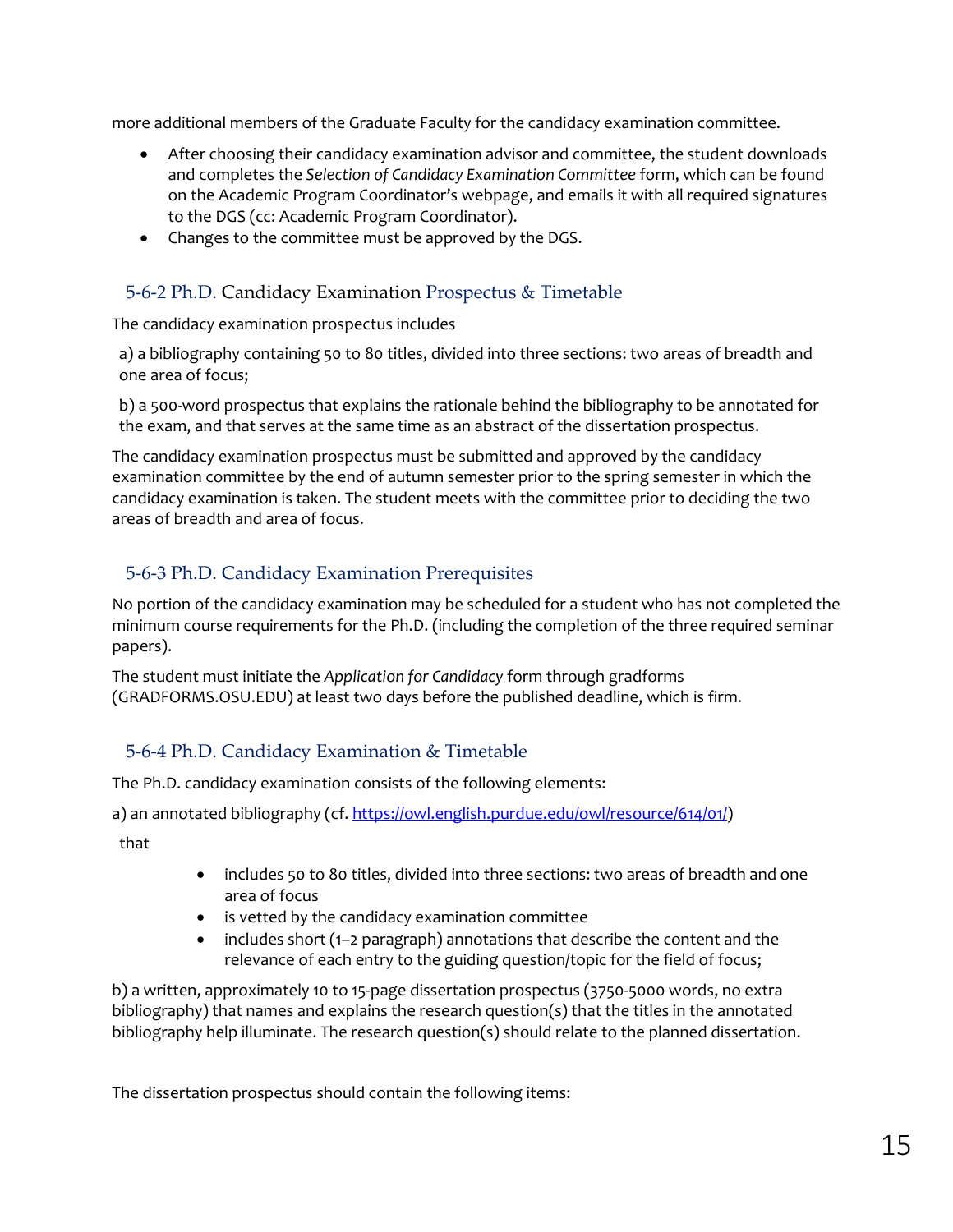more additional members of the Graduate Faculty for the candidacy examination committee.

- After choosing their candidacy examination advisor and committee, the student downloads and completes the *Selection of Candidacy Examination Committee* form, which can be found on the Academic Program Coordinator's webpage, and emails it with all required signatures to the DGS (cc: Academic Program Coordinator).
- Changes to the committee must be approved by the DGS.

### 5-6-2 Ph.D. Candidacy Examination Prospectus & Timetable

The candidacy examination prospectus includes

a) a bibliography containing 50 to 80 titles, divided into three sections: two areas of breadth and one area of focus;

b) a 500-word prospectus that explains the rationale behind the bibliography to be annotated for the exam, and that serves at the same time as an abstract of the dissertation prospectus.

The candidacy examination prospectus must be submitted and approved by the candidacy examination committee by the end of autumn semester prior to the spring semester in which the candidacy examination is taken. The student meets with the committee prior to deciding the two areas of breadth and area of focus.

### 5-6-3 Ph.D. Candidacy Examination Prerequisites

No portion of the candidacy examination may be scheduled for a student who has not completed the minimum course requirements for the Ph.D. (including the completion of the three required seminar papers).

The student must initiate the *Application for Candidacy* form through gradforms (GRADFORMS.OSU.EDU) at least two days before the published deadline, which is firm.

### 5-6-4 Ph.D. Candidacy Examination & Timetable

The Ph.D. candidacy examination consists of the following elements:

a) an annotated bibliography (cf. https://owl.english.purdue.edu/owl/resource/614/01/)

that

- includes 50 to 80 titles, divided into three sections: two areas of breadth and one area of focus
- is vetted by the candidacy examination committee
- includes short (1–2 paragraph) annotations that describe the content and the relevance of each entry to the guiding question/topic for the field of focus;

b) a written, approximately 10 to 15-page dissertation prospectus (3750-5000 words, no extra bibliography) that names and explains the research question(s) that the titles in the annotated bibliography help illuminate. The research question(s) should relate to the planned dissertation.

The dissertation prospectus should contain the following items: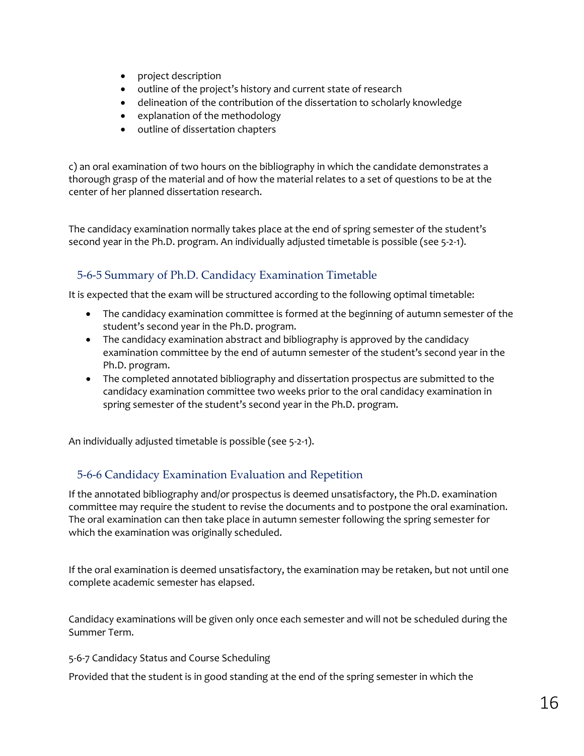- project description
- outline of the project's history and current state of research
- delineation of the contribution of the dissertation to scholarly knowledge
- explanation of the methodology
- outline of dissertation chapters

c) an oral examination of two hours on the bibliography in which the candidate demonstrates a thorough grasp of the material and of how the material relates to a set of questions to be at the center of her planned dissertation research.

The candidacy examination normally takes place at the end of spring semester of the student's second year in the Ph.D. program. An individually adjusted timetable is possible (see 5-2-1).

### 5-6-5 Summary of Ph.D. Candidacy Examination Timetable

It is expected that the exam will be structured according to the following optimal timetable:

- The candidacy examination committee is formed at the beginning of autumn semester of the student's second year in the Ph.D. program.
- The candidacy examination abstract and bibliography is approved by the candidacy examination committee by the end of autumn semester of the student's second year in the Ph.D. program.
- The completed annotated bibliography and dissertation prospectus are submitted to the candidacy examination committee two weeks prior to the oral candidacy examination in spring semester of the student's second year in the Ph.D. program.

An individually adjusted timetable is possible (see 5-2-1).

### 5-6-6 Candidacy Examination Evaluation and Repetition

If the annotated bibliography and/or prospectus is deemed unsatisfactory, the Ph.D. examination committee may require the student to revise the documents and to postpone the oral examination. The oral examination can then take place in autumn semester following the spring semester for which the examination was originally scheduled.

If the oral examination is deemed unsatisfactory, the examination may be retaken, but not until one complete academic semester has elapsed.

Candidacy examinations will be given only once each semester and will not be scheduled during the Summer Term.

5-6-7 Candidacy Status and Course Scheduling

Provided that the student is in good standing at the end of the spring semester in which the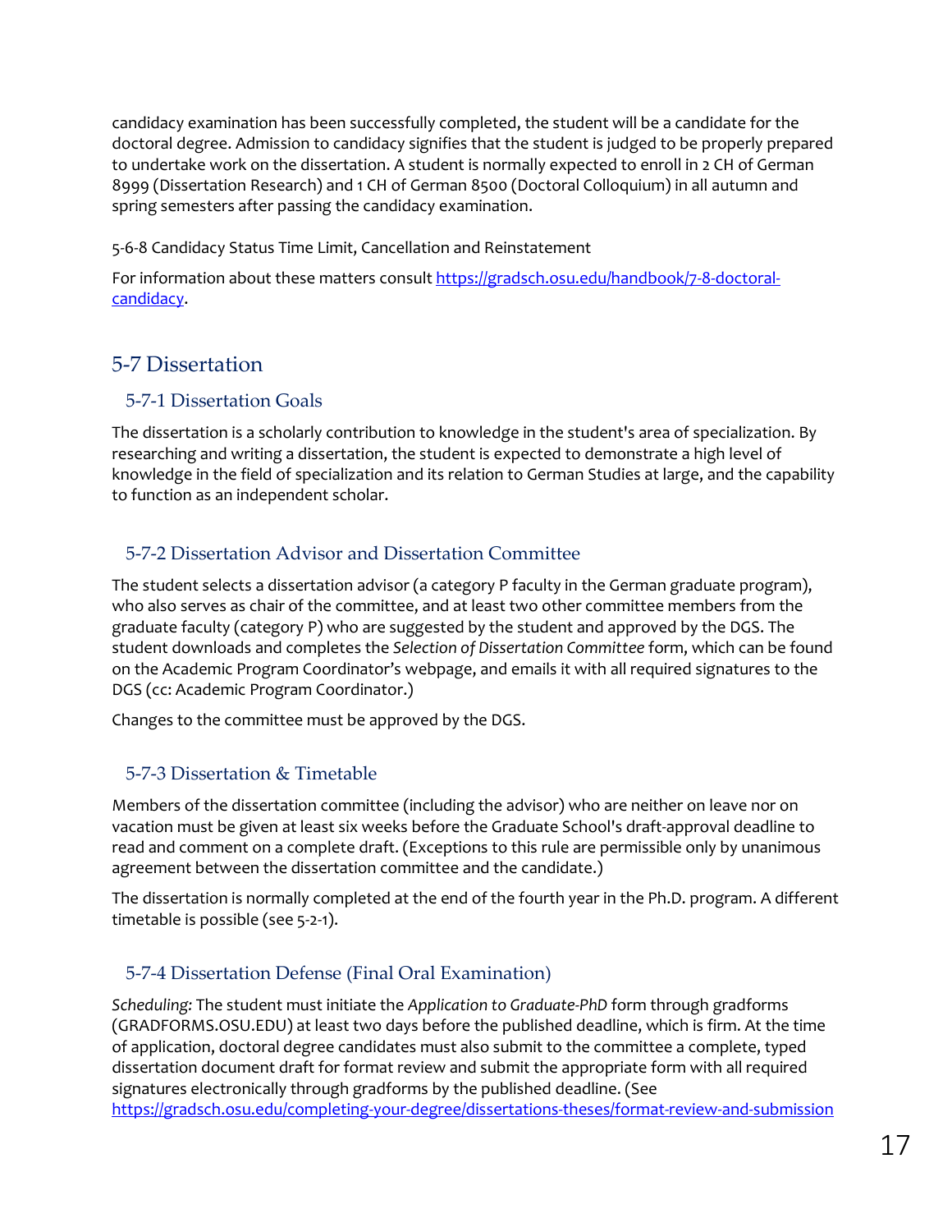candidacy examination has been successfully completed, the student will be a candidate for the doctoral degree. Admission to candidacy signifies that the student is judged to be properly prepared to undertake work on the dissertation. A student is normally expected to enroll in 2 CH of German 8999 (Dissertation Research) and 1 CH of German 8500 (Doctoral Colloquium) in all autumn and spring semesters after passing the candidacy examination.

5-6-8 Candidacy Status Time Limit, Cancellation and Reinstatement

For information about these matters consult [https://gradsch.osu.edu/handbook/7-8-doctoral-candidacy](https://gradsch.osu.edu/handbook/7-8-doctoral-candidacy).

## 5-7 Dissertation

### 5-7-1 Dissertation Goals

The dissertation is a scholarly contribution to knowledge in the student's area of specialization. By researching and writing a dissertation, the student is expected to demonstrate a high level of knowledge in the field of specialization and its relation to German Studies at large, and the capability to function as an independent scholar.

### 5-7-2 Dissertation Advisor and Dissertation Committee

The student selects a dissertation advisor (a category P faculty in the German graduate program), who also serves as chair of the committee, and at least two other committee members from the graduate faculty (category P) who are suggested by the student and approved by the DGS. The student downloads and completes the *Selection of Dissertation Committee* form, which can be found on the Academic Program Coordinator's webpage, and emails it with all required signatures to the DGS (cc: Academic Program Coordinator.)

Changes to the committee must be approved by the DGS.

### 5-7-3 Dissertation & Timetable

Members of the dissertation committee (including the advisor) who are neither on leave nor on vacation must be given at least six weeks before the Graduate School's draft-approval deadline to read and comment on a complete draft. (Exceptions to this rule are permissible only by unanimous agreement between the dissertation committee and the candidate.)

The dissertation is normally completed at the end of the fourth year in the Ph.D. program. A different timetable is possible (see 5-2-1).

### 5-7-4 Dissertation Defense (Final Oral Examination)

*Scheduling:* The student must initiate the *Application to Graduate-PhD* form through gradforms (GRADFORMS.OSU.EDU) at least two days before the published deadline, which is firm. At the time of application, doctoral degree candidates must also submit to the committee a complete, typed dissertation document draft for format review and submit the appropriate form with all required signatures electronically through gradforms by the published deadline. (See [https://gradsch.osu.edu/completing-your-degree/dissertations-theses/format-review-and-submission](https://gradsch.osu.edu/completing-your-degree/dissertations-theses/format-review-and-submission)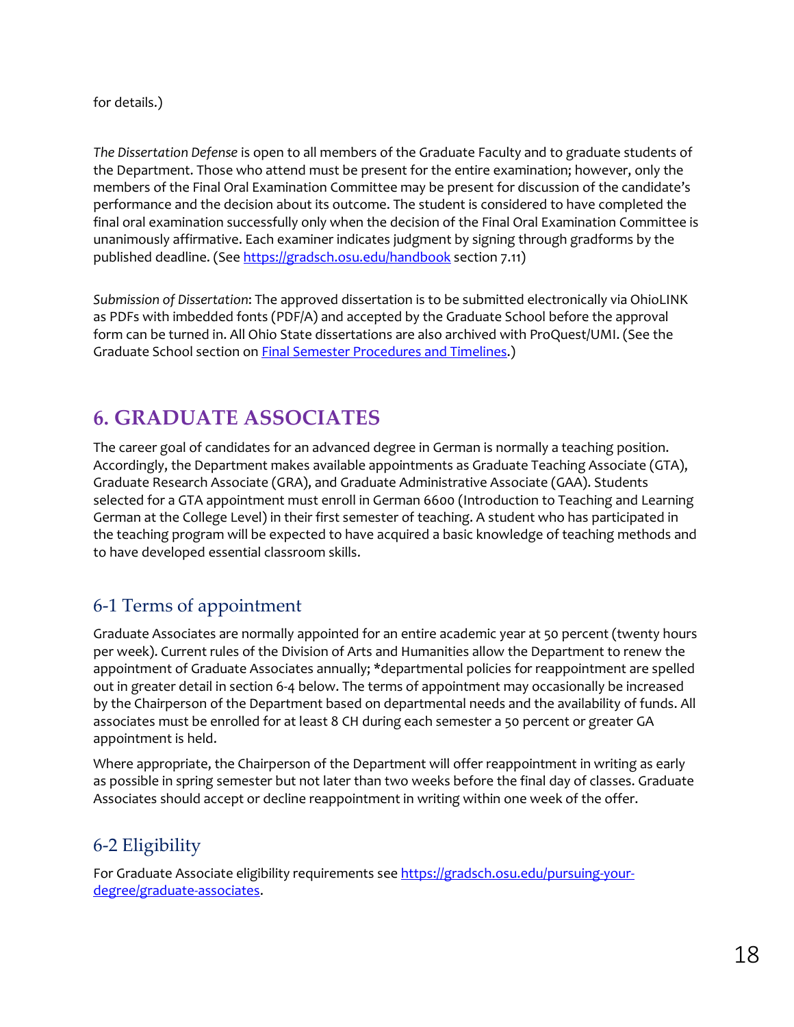for details.)

*The Dissertation Defense* is open to all members of the Graduate Faculty and to graduate students of the Department. Those who attend must be present for the entire examination; however, only the members of the Final Oral Examination Committee may be present for discussion of the candidate's performance and the decision about its outcome. The student is considered to have completed the final oral examination successfully only when the decision of the Final Oral Examination Committee is unanimously affirmative. Each examiner indicates judgment by signing through gradforms by the published deadline. (See [https://gradsch.osu.edu/handbook](https://gradsch.osu.edu/handbook) section 7.11)

*Submission of Dissertation*: The approved dissertation is to be submitted electronically via OhioLINK as PDFs with imbedded fonts (PDF/A) and accepted by the Graduate School before the approval form can be turned in. All Ohio State dissertations are also archived with ProQuest/UMI. (See the Graduate School section on [Final Semester Procedures and Timelines](Final Semester Procedures and Timelines).)

# 6. GRADUATE ASSOCIATES

The career goal of candidates for an advanced degree in German is normally a teaching position. Accordingly, the Department makes available appointments as Graduate Teaching Associate (GTA), Graduate Research Associate (GRA), and Graduate Administrative Associate (GAA). Students selected for a GTA appointment must enroll in German 6600 (Introduction to Teaching and Learning German at the College Level) in their first semester of teaching. A student who has participated in the teaching program will be expected to have acquired a basic knowledge of teaching methods and to have developed essential classroom skills.

## 6-1 Terms of appointment

Graduate Associates are normally appointed for an entire academic year at 50 percent (twenty hours per week). Current rules of the Division of Arts and Humanities allow the Department to renew the appointment of Graduate Associates annually; *departmental policies for reappointment are spelled out in greater detail in section 6-4 below. The terms of appointment may occasionally be increased by the Chairperson of the Department based on departmental needs and the availability of funds. All associates must be enrolled for at least 8 CH during each semester a 50 percent or greater GA appointment is held.

Where appropriate, the Chairperson of the Department will offer reappointment in writing as early as possible in spring semester but not later than two weeks before the final day of classes. Graduate Associates should accept or decline reappointment in writing within one week of the offer.

## 6-2 Eligibility

For Graduate Associate eligibility requirements see [https://gradsch.osu.edu/pursuing-your-degree/graduate-associates](https://gradsch.osu.edu/pursuing-your-degree/graduate-associates).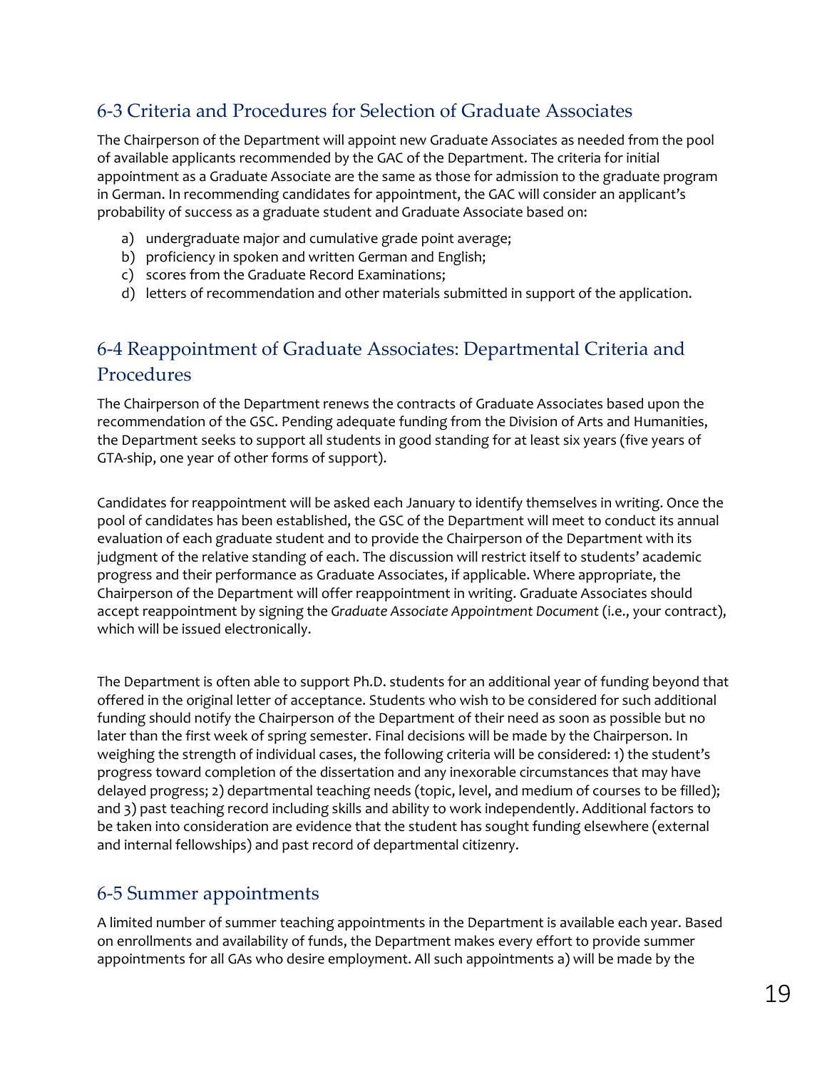## 6-3 Criteria and Procedures for Selection of Graduate Associates

The Chairperson of the Department will appoint new Graduate Associates as needed from the pool of available applicants recommended by the GAC of the Department. The criteria for initial appointment as a Graduate Associate are the same as those for admission to the graduate program in German. In recommending candidates for appointment, the GAC will consider an applicant's probability of success as a graduate student and Graduate Associate based on:

a) undergraduate major and cumulative grade point average;
b) proficiency in spoken and written German and English;
c) scores from the Graduate Record Examinations;
d) letters of recommendation and other materials submitted in support of the application.

## 6-4 Reappointment of Graduate Associates: Departmental Criteria and Procedures

The Chairperson of the Department renews the contracts of Graduate Associates based upon the recommendation of the GSC. Pending adequate funding from the Division of Arts and Humanities, the Department seeks to support all students in good standing for at least six years (five years of GTA-ship, one year of other forms of support).

Candidates for reappointment will be asked each January to identify themselves in writing. Once the pool of candidates has been established, the GSC of the Department will meet to conduct its annual evaluation of each graduate student and to provide the Chairperson of the Department with its judgment of the relative standing of each. The discussion will restrict itself to students' academic progress and their performance as Graduate Associates, if applicable. Where appropriate, the Chairperson of the Department will offer reappointment in writing. Graduate Associates should accept reappointment by signing the *Graduate Associate Appointment Document* (i.e., your contract), which will be issued electronically.

The Department is often able to support Ph.D. students for an additional year of funding beyond that offered in the original letter of acceptance. Students who wish to be considered for such additional funding should notify the Chairperson of the Department of their need as soon as possible but no later than the first week of spring semester. Final decisions will be made by the Chairperson. In weighing the strength of individual cases, the following criteria will be considered: 1) the student's progress toward completion of the dissertation and any inexorable circumstances that may have delayed progress; 2) departmental teaching needs (topic, level, and medium of courses to be filled); and 3) past teaching record including skills and ability to work independently. Additional factors to be taken into consideration are evidence that the student has sought funding elsewhere (external and internal fellowships) and past record of departmental citizenry.

## 6-5 Summer appointments

A limited number of summer teaching appointments in the Department is available each year. Based on enrollments and availability of funds, the Department makes every effort to provide summer appointments for all GAs who desire employment. All such appointments a) will be made by the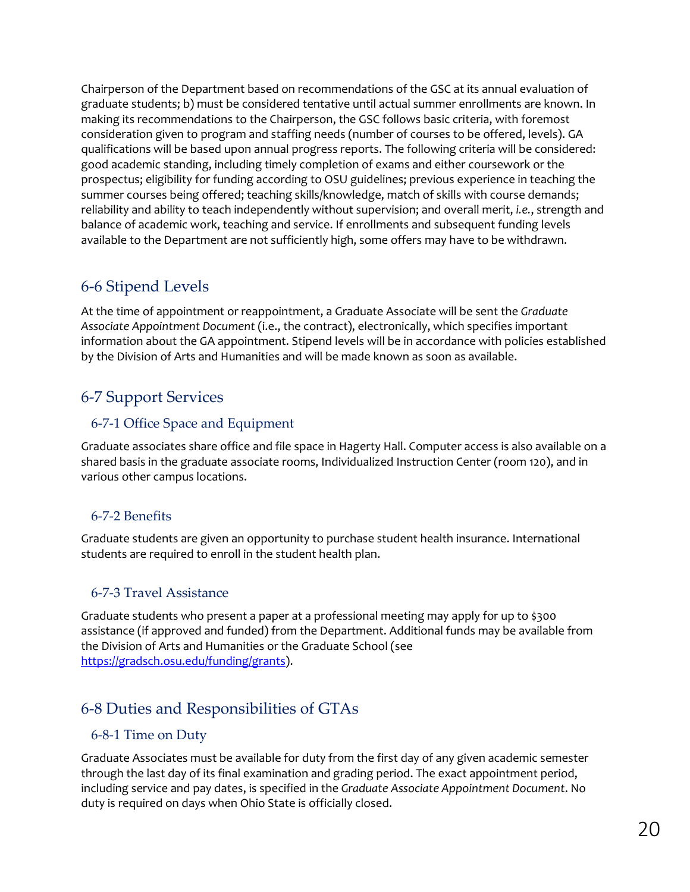Chairperson of the Department based on recommendations of the GSC at its annual evaluation of graduate students; b) must be considered tentative until actual summer enrollments are known. In making its recommendations to the Chairperson, the GSC follows basic criteria, with foremost consideration given to program and staffing needs (number of courses to be offered, levels). GA qualifications will be based upon annual progress reports. The following criteria will be considered: good academic standing, including timely completion of exams and either coursework or the prospectus; eligibility for funding according to OSU guidelines; previous experience in teaching the summer courses being offered; teaching skills/knowledge, match of skills with course demands; reliability and ability to teach independently without supervision; and overall merit, *i.e.*, strength and balance of academic work, teaching and service. If enrollments and subsequent funding levels available to the Department are not sufficiently high, some offers may have to be withdrawn.

## 6-6 Stipend Levels

At the time of appointment or reappointment, a Graduate Associate will be sent the *Graduate Associate Appointment Document* (i.e., the contract), electronically, which specifies important information about the GA appointment. Stipend levels will be in accordance with policies established by the Division of Arts and Humanities and will be made known as soon as available.

## 6-7 Support Services

### 6-7-1 Office Space and Equipment

Graduate associates share office and file space in Hagerty Hall. Computer access is also available on a shared basis in the graduate associate rooms, Individualized Instruction Center (room 120), and in various other campus locations.

### 6-7-2 Benefits

Graduate students are given an opportunity to purchase student health insurance. International students are required to enroll in the student health plan.

### 6-7-3 Travel Assistance

Graduate students who present a paper at a professional meeting may apply for up to $300 assistance (if approved and funded) from the Department. Additional funds may be available from the Division of Arts and Humanities or the Graduate School (see [https://gradsch.osu.edu/funding/grants](https://gradsch.osu.edu/funding/grants)).

## 6-8 Duties and Responsibilities of GTAs

### 6-8-1 Time on Duty

Graduate Associates must be available for duty from the first day of any given academic semester through the last day of its final examination and grading period. The exact appointment period, including service and pay dates, is specified in the *Graduate Associate Appointment Document*. No duty is required on days when Ohio State is officially closed.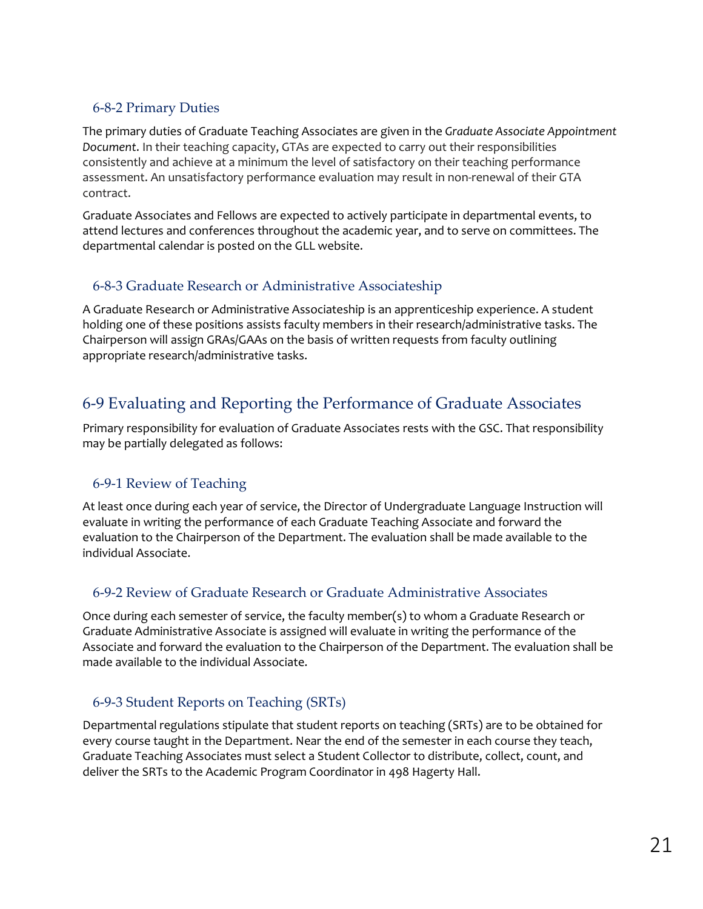### 6-8-2 Primary Duties

The primary duties of Graduate Teaching Associates are given in the *Graduate Associate Appointment Document*. In their teaching capacity, GTAs are expected to carry out their responsibilities consistently and achieve at a minimum the level of satisfactory on their teaching performance assessment. An unsatisfactory performance evaluation may result in non-renewal of their GTA contract.

Graduate Associates and Fellows are expected to actively participate in departmental events, to attend lectures and conferences throughout the academic year, and to serve on committees. The departmental calendar is posted on the GLL website.

### 6-8-3 Graduate Research or Administrative Associateship

A Graduate Research or Administrative Associateship is an apprenticeship experience. A student holding one of these positions assists faculty members in their research/administrative tasks. The Chairperson will assign GRAs/GAAs on the basis of written requests from faculty outlining appropriate research/administrative tasks.

## 6-9 Evaluating and Reporting the Performance of Graduate Associates

Primary responsibility for evaluation of Graduate Associates rests with the GSC. That responsibility may be partially delegated as follows:

### 6-9-1 Review of Teaching

At least once during each year of service, the Director of Undergraduate Language Instruction will evaluate in writing the performance of each Graduate Teaching Associate and forward the evaluation to the Chairperson of the Department. The evaluation shall be made available to the individual Associate.

### 6-9-2 Review of Graduate Research or Graduate Administrative Associates

Once during each semester of service, the faculty member(s) to whom a Graduate Research or Graduate Administrative Associate is assigned will evaluate in writing the performance of the Associate and forward the evaluation to the Chairperson of the Department. The evaluation shall be made available to the individual Associate.

### 6-9-3 Student Reports on Teaching (SRTs)

Departmental regulations stipulate that student reports on teaching (SRTs) are to be obtained for every course taught in the Department. Near the end of the semester in each course they teach, Graduate Teaching Associates must select a Student Collector to distribute, collect, count, and deliver the SRTs to the Academic Program Coordinator in 498 Hagerty Hall.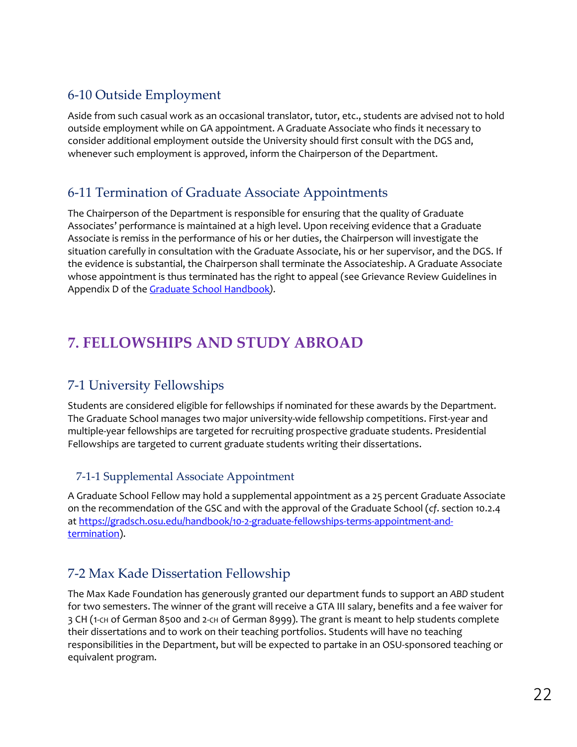## 6-10 Outside Employment

Aside from such casual work as an occasional translator, tutor, etc., students are advised not to hold outside employment while on GA appointment. A Graduate Associate who finds it necessary to consider additional employment outside the University should first consult with the DGS and, whenever such employment is approved, inform the Chairperson of the Department.

## 6-11 Termination of Graduate Associate Appointments

The Chairperson of the Department is responsible for ensuring that the quality of Graduate Associates' performance is maintained at a high level. Upon receiving evidence that a Graduate Associate is remiss in the performance of his or her duties, the Chairperson will investigate the situation carefully in consultation with the Graduate Associate, his or her supervisor, and the DGS. If the evidence is substantial, the Chairperson shall terminate the Associateship. A Graduate Associate whose appointment is thus terminated has the right to appeal (see Grievance Review Guidelines in Appendix D of the [Graduate School Handbook](Graduate School Handbook)*)*.

# 7. FELLOWSHIPS AND STUDY ABROAD

## 7-1 University Fellowships

Students are considered eligible for fellowships if nominated for these awards by the Department. The Graduate School manages two major university-wide fellowship competitions. First-year and multiple-year fellowships are targeted for recruiting prospective graduate students. Presidential Fellowships are targeted to current graduate students writing their dissertations.

### 7-1-1 Supplemental Associate Appointment

A Graduate School Fellow may hold a supplemental appointment as a 25 percent Graduate Associate on the recommendation of the GSC and with the approval of the Graduate School (*cf*. section 10.2.4 at [https://gradsch.osu.edu/handbook/10-2-graduate-fellowships-terms-appointment-and-termination](https://gradsch.osu.edu/handbook/10-2-graduate-fellowships-terms-appointment-and-termination)).

## 7-2 Max Kade Dissertation Fellowship

The Max Kade Foundation has generously granted our department funds to support an *ABD* student for two semesters. The winner of the grant will receive a GTA III salary, benefits and a fee waiver for 3 CH (1-CH of German 8500 and 2-CH of German 8999). The grant is meant to help students complete their dissertations and to work on their teaching portfolios. Students will have no teaching responsibilities in the Department, but will be expected to partake in an OSU-sponsored teaching or equivalent program.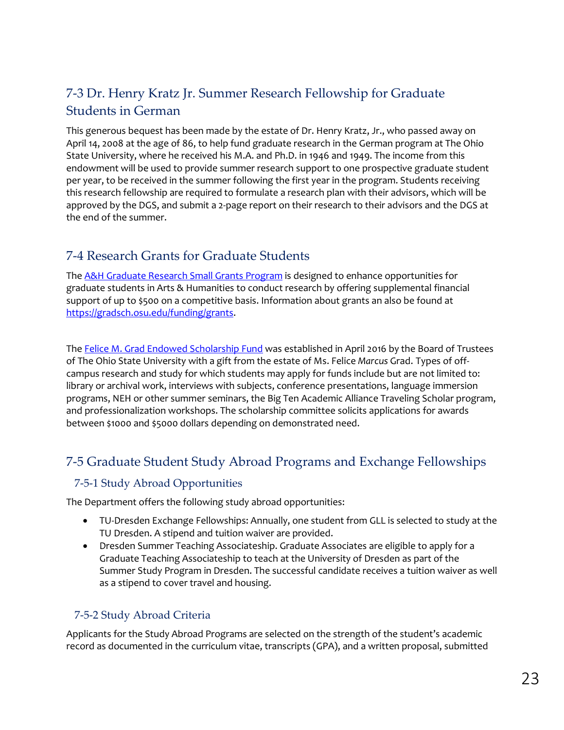## 7-3 Dr. Henry Kratz Jr. Summer Research Fellowship for Graduate Students in German

This generous bequest has been made by the estate of Dr. Henry Kratz, Jr., who passed away on April 14, 2008 at the age of 86, to help fund graduate research in the German program at The Ohio State University, where he received his M.A. and Ph.D. in 1946 and 1949. The income from this endowment will be used to provide summer research support to one prospective graduate student per year, to be received in the summer following the first year in the program. Students receiving this research fellowship are required to formulate a research plan with their advisors, which will be approved by the DGS, and submit a 2-page report on their research to their advisors and the DGS at the end of the summer.

## 7-4 Research Grants for Graduate Students

The [A&H Graduate Research Small Grants Program] is designed to enhance opportunities for graduate students in Arts & Humanities to conduct research by offering supplemental financial support of up to $500 on a competitive basis. Information about grants an also be found at https://gradsch.osu.edu/funding/grants.

The [Felice M. Grad Endowed Scholarship Fund] was established in April 2016 by the Board of Trustees of The Ohio State University with a gift from the estate of Ms. Felice *Marcus* Grad. Types of off-campus research and study for which students may apply for funds include but are not limited to: library or archival work, interviews with subjects, conference presentations, language immersion programs, NEH or other summer seminars, the Big Ten Academic Alliance Traveling Scholar program, and professionalization workshops. The scholarship committee solicits applications for awards between $1000 and $5000 dollars depending on demonstrated need.

## 7-5 Graduate Student Study Abroad Programs and Exchange Fellowships

### 7-5-1 Study Abroad Opportunities

The Department offers the following study abroad opportunities:

- TU-Dresden Exchange Fellowships: Annually, one student from GLL is selected to study at the TU Dresden. A stipend and tuition waiver are provided.
- Dresden Summer Teaching Associateship. Graduate Associates are eligible to apply for a Graduate Teaching Associateship to teach at the University of Dresden as part of the Summer Study Program in Dresden. The successful candidate receives a tuition waiver as well as a stipend to cover travel and housing.

### 7-5-2 Study Abroad Criteria

Applicants for the Study Abroad Programs are selected on the strength of the student's academic record as documented in the curriculum vitae, transcripts (GPA), and a written proposal, submitted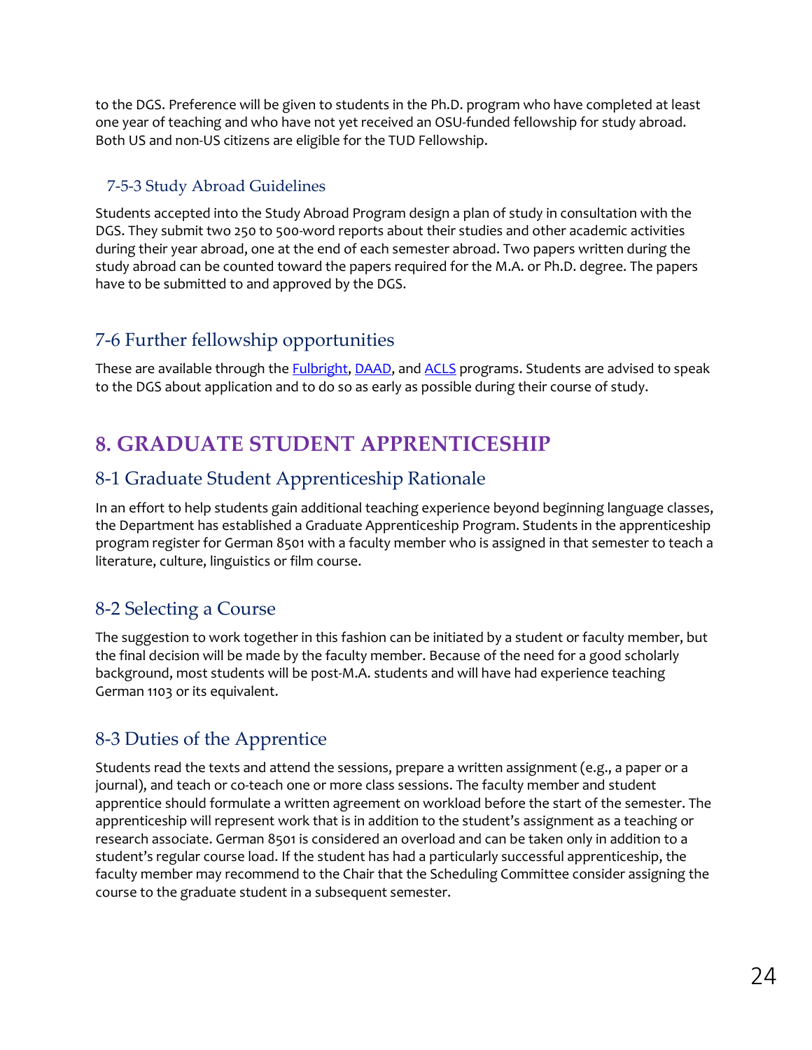to the DGS. Preference will be given to students in the Ph.D. program who have completed at least one year of teaching and who have not yet received an OSU-funded fellowship for study abroad. Both US and non-US citizens are eligible for the TUD Fellowship.

### 7-5-3 Study Abroad Guidelines

Students accepted into the Study Abroad Program design a plan of study in consultation with the DGS. They submit two 250 to 500-word reports about their studies and other academic activities during their year abroad, one at the end of each semester abroad. Two papers written during the study abroad can be counted toward the papers required for the M.A. or Ph.D. degree. The papers have to be submitted to and approved by the DGS.

## 7-6 Further fellowship opportunities

These are available through the Fulbright, DAAD, and ACLS programs. Students are advised to speak to the DGS about application and to do so as early as possible during their course of study.

# 8. GRADUATE STUDENT APPRENTICESHIP

## 8-1 Graduate Student Apprenticeship Rationale

In an effort to help students gain additional teaching experience beyond beginning language classes, the Department has established a Graduate Apprenticeship Program. Students in the apprenticeship program register for German 8501 with a faculty member who is assigned in that semester to teach a literature, culture, linguistics or film course.

## 8-2 Selecting a Course

The suggestion to work together in this fashion can be initiated by a student or faculty member, but the final decision will be made by the faculty member. Because of the need for a good scholarly background, most students will be post-M.A. students and will have had experience teaching German 1103 or its equivalent.

## 8-3 Duties of the Apprentice

Students read the texts and attend the sessions, prepare a written assignment (e.g., a paper or a journal), and teach or co-teach one or more class sessions. The faculty member and student apprentice should formulate a written agreement on workload before the start of the semester. The apprenticeship will represent work that is in addition to the student's assignment as a teaching or research associate. German 8501 is considered an overload and can be taken only in addition to a student's regular course load. If the student has had a particularly successful apprenticeship, the faculty member may recommend to the Chair that the Scheduling Committee consider assigning the course to the graduate student in a subsequent semester.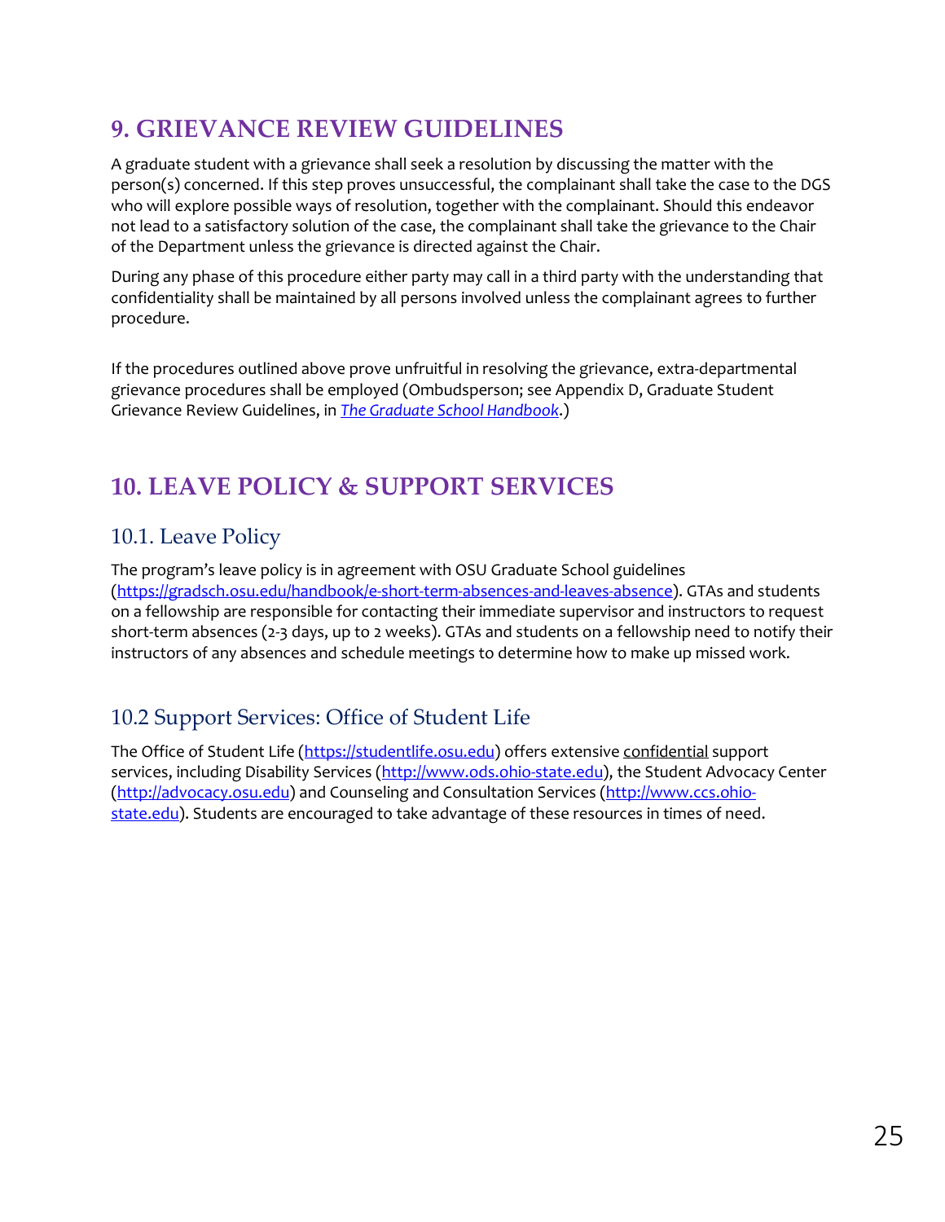## 9. GRIEVANCE REVIEW GUIDELINES

A graduate student with a grievance shall seek a resolution by discussing the matter with the person(s) concerned. If this step proves unsuccessful, the complainant shall take the case to the DGS who will explore possible ways of resolution, together with the complainant. Should this endeavor not lead to a satisfactory solution of the case, the complainant shall take the grievance to the Chair of the Department unless the grievance is directed against the Chair.

During any phase of this procedure either party may call in a third party with the understanding that confidentiality shall be maintained by all persons involved unless the complainant agrees to further procedure.

If the procedures outlined above prove unfruitful in resolving the grievance, extra-departmental grievance procedures shall be employed (Ombudsperson; see Appendix D, Graduate Student Grievance Review Guidelines, in *The Graduate School Handbook*.)

## 10. LEAVE POLICY & SUPPORT SERVICES

### 10.1. Leave Policy

The program's leave policy is in agreement with OSU Graduate School guidelines (https://gradsch.osu.edu/handbook/e-short-term-absences-and-leaves-absence). GTAs and students on a fellowship are responsible for contacting their immediate supervisor and instructors to request short-term absences (2-3 days, up to 2 weeks). GTAs and students on a fellowship need to notify their instructors of any absences and schedule meetings to determine how to make up missed work.

### 10.2 Support Services: Office of Student Life

The Office of Student Life (https://studentlife.osu.edu) offers extensive confidential support services, including Disability Services (http://www.ods.ohio-state.edu), the Student Advocacy Center (http://advocacy.osu.edu) and Counseling and Consultation Services (http://www.ccs.ohio-state.edu). Students are encouraged to take advantage of these resources in times of need.